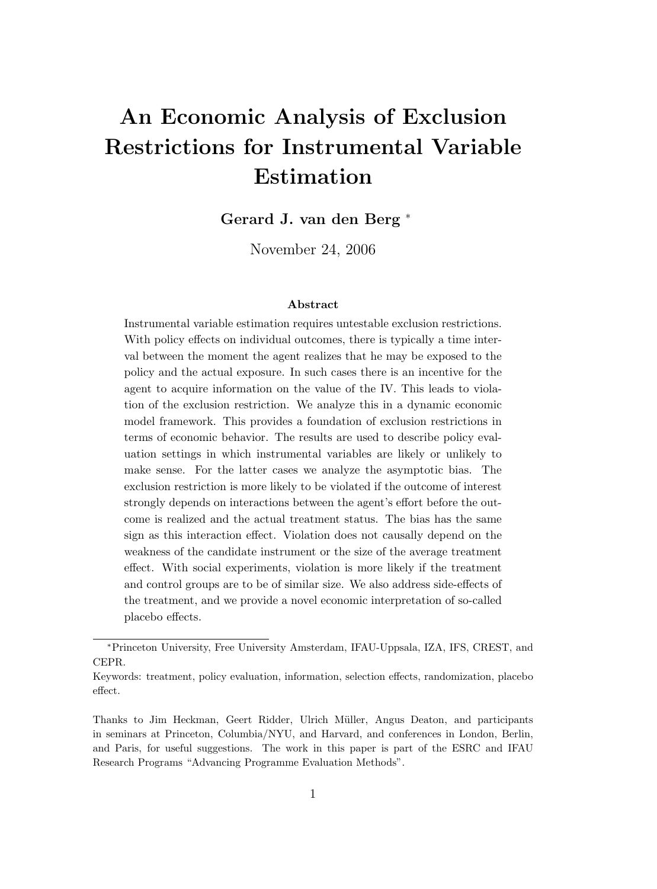# An Economic Analysis of Exclusion Restrictions for Instrumental Variable Estimation

**Gerard J. van den Berg** [*]

November 24, 2006

### Abstract

Instrumental variable estimation requires untestable exclusion restrictions. With policy effects on individual outcomes, there is typically a time interval between the moment the agent realizes that he may be exposed to the policy and the actual exposure. In such cases there is an incentive for the agent to acquire information on the value of the IV. This leads to violation of the exclusion restriction. We analyze this in a dynamic economic model framework. This provides a foundation of exclusion restrictions in terms of economic behavior. The results are used to describe policy evaluation settings in which instrumental variables are likely or unlikely to make sense. For the latter cases we analyze the asymptotic bias. The exclusion restriction is more likely to be violated if the outcome of interest strongly depends on interactions between the agent's effort before the outcome is realized and the actual treatment status. The bias has the same sign as this interaction effect. Violation does not causally depend on the weakness of the candidate instrument or the size of the average treatment effect. With social experiments, violation is more likely if the treatment and control groups are to be of similar size. We also address side-effects of the treatment, and we provide a novel economic interpretation of so-called placebo effects.

---

[*] Princeton University, Free University Amsterdam, IFAU-Uppsala, IZA, IFS, CREST, and CEPR.

Keywords: treatment, policy evaluation, information, selection effects, randomization, placebo effect.

Thanks to Jim Heckman, Geert Ridder, Ulrich Müller, Angus Deaton, and participants in seminars at Princeton, Columbia/NYU, and Harvard, and conferences in London, Berlin, and Paris, for useful suggestions. The work in this paper is part of the ESRC and IFAU Research Programs "Advancing Programme Evaluation Methods".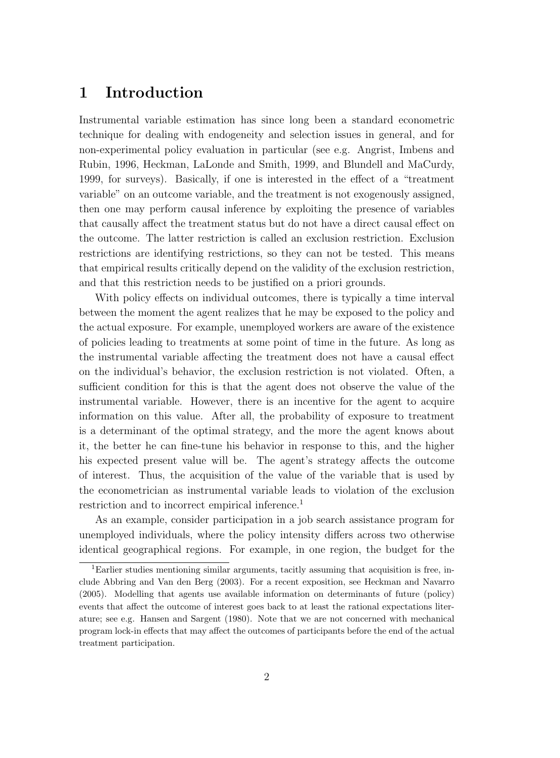# 1 Introduction

Instrumental variable estimation has since long been a standard econometric technique for dealing with endogeneity and selection issues in general, and for non-experimental policy evaluation in particular (see e.g. Angrist, Imbens and Rubin, 1996, Heckman, LaLonde and Smith, 1999, and Blundell and MaCurdy, 1999, for surveys). Basically, if one is interested in the effect of a "treatment variable" on an outcome variable, and the treatment is not exogenously assigned, then one may perform causal inference by exploiting the presence of variables that causally affect the treatment status but do not have a direct causal effect on the outcome. The latter restriction is called an exclusion restriction. Exclusion restrictions are identifying restrictions, so they can not be tested. This means that empirical results critically depend on the validity of the exclusion restriction, and that this restriction needs to be justified on a priori grounds.

With policy effects on individual outcomes, there is typically a time interval between the moment the agent realizes that he may be exposed to the policy and the actual exposure. For example, unemployed workers are aware of the existence of policies leading to treatments at some point of time in the future. As long as the instrumental variable affecting the treatment does not have a causal effect on the individual's behavior, the exclusion restriction is not violated. Often, a sufficient condition for this is that the agent does not observe the value of the instrumental variable. However, there is an incentive for the agent to acquire information on this value. After all, the probability of exposure to treatment is a determinant of the optimal strategy, and the more the agent knows about it, the better he can fine-tune his behavior in response to this, and the higher his expected present value will be. The agent's strategy affects the outcome of interest. Thus, the acquisition of the value of the variable that is used by the econometrician as instrumental variable leads to violation of the exclusion restriction and to incorrect empirical inference.[1]

As an example, consider participation in a job search assistance program for unemployed individuals, where the policy intensity differs across two otherwise identical geographical regions. For example, in one region, the budget for the

[1] Earlier studies mentioning similar arguments, tacitly assuming that acquisition is free, include Abbring and Van den Berg (2003). For a recent exposition, see Heckman and Navarro (2005). Modelling that agents use available information on determinants of future (policy) events that affect the outcome of interest goes back to at least the rational expectations literature; see e.g. Hansen and Sargent (1980). Note that we are not concerned with mechanical program lock-in effects that may affect the outcomes of participants before the end of the actual treatment participation.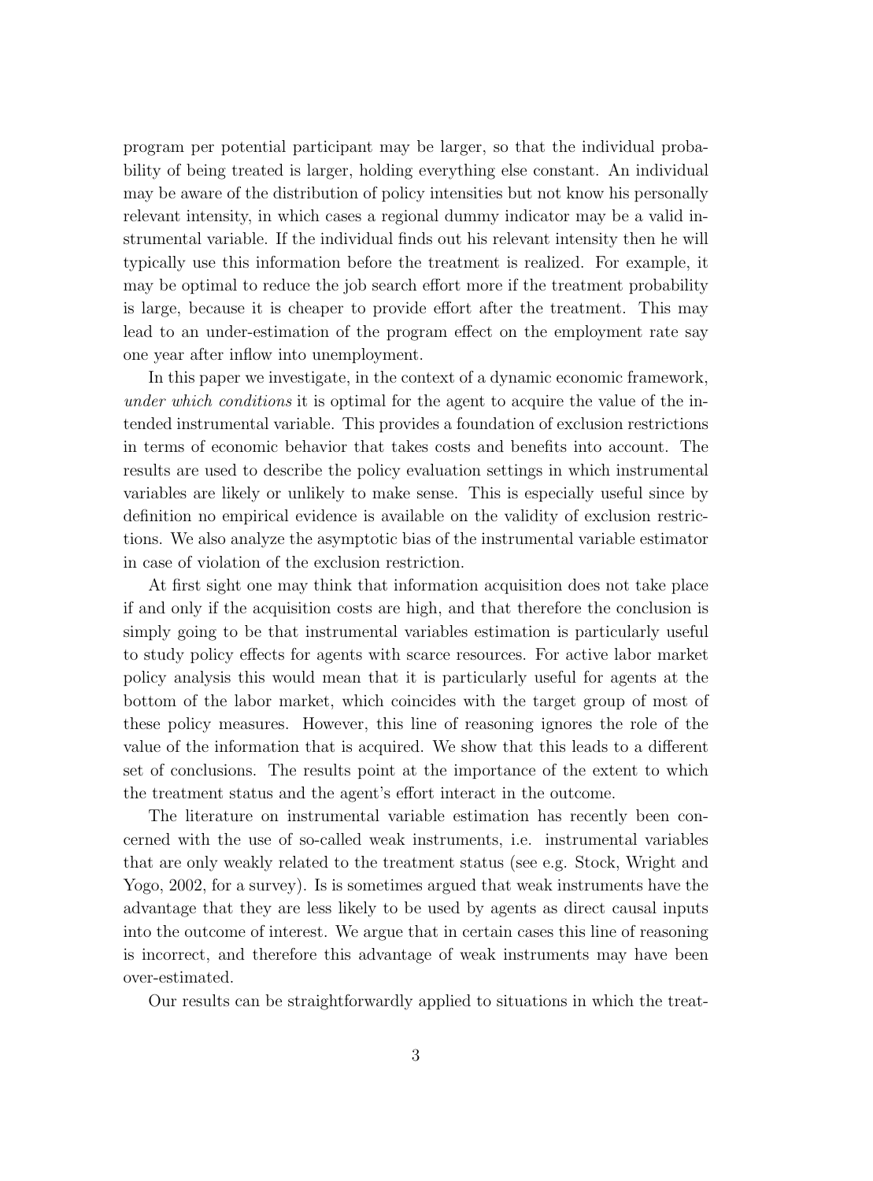program per potential participant may be larger, so that the individual probability of being treated is larger, holding everything else constant. An individual may be aware of the distribution of policy intensities but not know his personally relevant intensity, in which cases a regional dummy indicator may be a valid instrumental variable. If the individual finds out his relevant intensity then he will typically use this information before the treatment is realized. For example, it may be optimal to reduce the job search effort more if the treatment probability is large, because it is cheaper to provide effort after the treatment. This may lead to an under-estimation of the program effect on the employment rate say one year after inflow into unemployment.

In this paper we investigate, in the context of a dynamic economic framework, *under which conditions* it is optimal for the agent to acquire the value of the intended instrumental variable. This provides a foundation of exclusion restrictions in terms of economic behavior that takes costs and benefits into account. The results are used to describe the policy evaluation settings in which instrumental variables are likely or unlikely to make sense. This is especially useful since by definition no empirical evidence is available on the validity of exclusion restrictions. We also analyze the asymptotic bias of the instrumental variable estimator in case of violation of the exclusion restriction.

At first sight one may think that information acquisition does not take place if and only if the acquisition costs are high, and that therefore the conclusion is simply going to be that instrumental variables estimation is particularly useful to study policy effects for agents with scarce resources. For active labor market policy analysis this would mean that it is particularly useful for agents at the bottom of the labor market, which coincides with the target group of most of these policy measures. However, this line of reasoning ignores the role of the value of the information that is acquired. We show that this leads to a different set of conclusions. The results point at the importance of the extent to which the treatment status and the agent's effort interact in the outcome.

The literature on instrumental variable estimation has recently been concerned with the use of so-called weak instruments, i.e. instrumental variables that are only weakly related to the treatment status (see e.g. Stock, Wright and Yogo, 2002, for a survey). Is is sometimes argued that weak instruments have the advantage that they are less likely to be used by agents as direct causal inputs into the outcome of interest. We argue that in certain cases this line of reasoning is incorrect, and therefore this advantage of weak instruments may have been over-estimated.

Our results can be straightforwardly applied to situations in which the treat-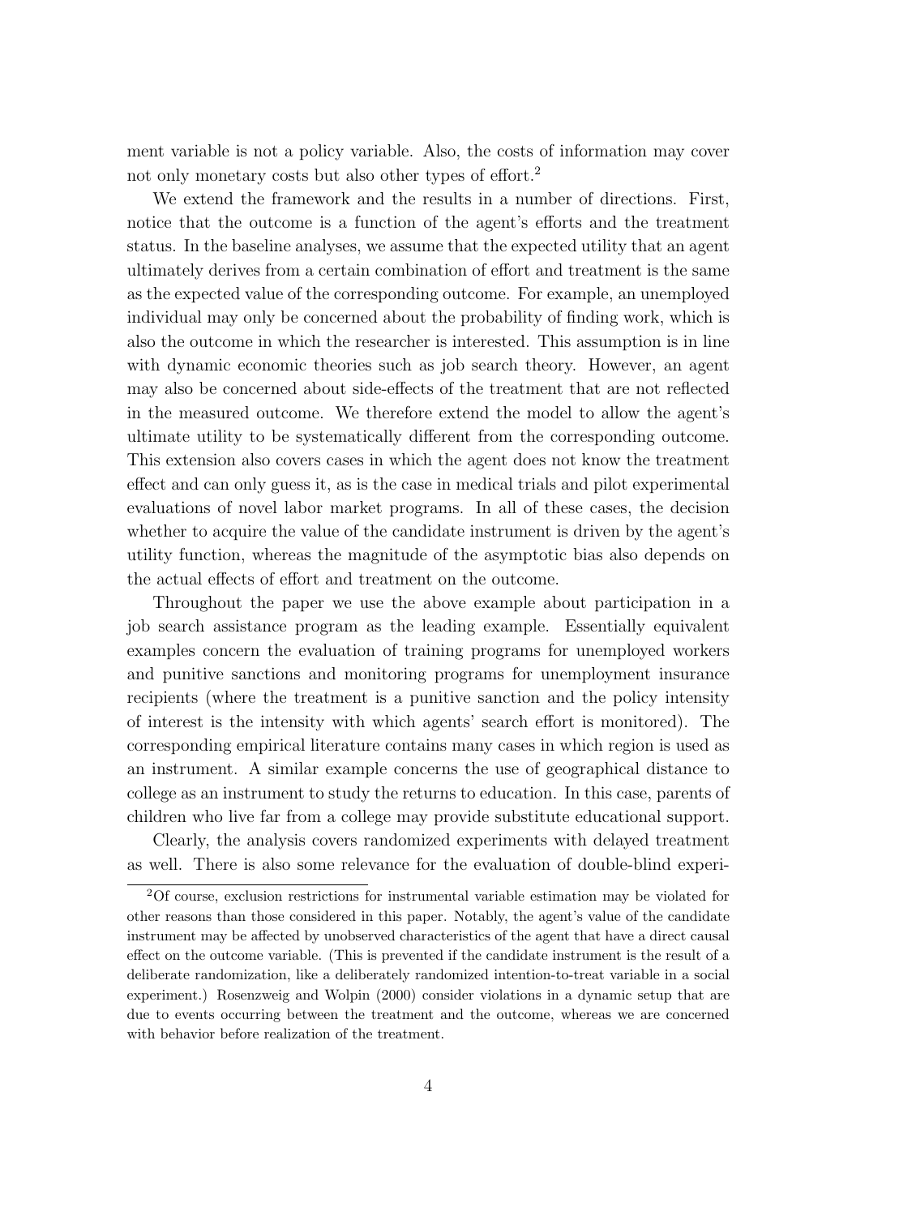ment variable is not a policy variable. Also, the costs of information may cover not only monetary costs but also other types of effort.[2]

We extend the framework and the results in a number of directions. First, notice that the outcome is a function of the agent's efforts and the treatment status. In the baseline analyses, we assume that the expected utility that an agent ultimately derives from a certain combination of effort and treatment is the same as the expected value of the corresponding outcome. For example, an unemployed individual may only be concerned about the probability of finding work, which is also the outcome in which the researcher is interested. This assumption is in line with dynamic economic theories such as job search theory. However, an agent may also be concerned about side-effects of the treatment that are not reflected in the measured outcome. We therefore extend the model to allow the agent's ultimate utility to be systematically different from the corresponding outcome. This extension also covers cases in which the agent does not know the treatment effect and can only guess it, as is the case in medical trials and pilot experimental evaluations of novel labor market programs. In all of these cases, the decision whether to acquire the value of the candidate instrument is driven by the agent's utility function, whereas the magnitude of the asymptotic bias also depends on the actual effects of effort and treatment on the outcome.

Throughout the paper we use the above example about participation in a job search assistance program as the leading example. Essentially equivalent examples concern the evaluation of training programs for unemployed workers and punitive sanctions and monitoring programs for unemployment insurance recipients (where the treatment is a punitive sanction and the policy intensity of interest is the intensity with which agents' search effort is monitored). The corresponding empirical literature contains many cases in which region is used as an instrument. A similar example concerns the use of geographical distance to college as an instrument to study the returns to education. In this case, parents of children who live far from a college may provide substitute educational support.

Clearly, the analysis covers randomized experiments with delayed treatment as well. There is also some relevance for the evaluation of double-blind experi-

[2]Of course, exclusion restrictions for instrumental variable estimation may be violated for other reasons than those considered in this paper. Notably, the agent's value of the candidate instrument may be affected by unobserved characteristics of the agent that have a direct causal effect on the outcome variable. (This is prevented if the candidate instrument is the result of a deliberate randomization, like a deliberately randomized intention-to-treat variable in a social experiment.) Rosenzweig and Wolpin (2000) consider violations in a dynamic setup that are due to events occurring between the treatment and the outcome, whereas we are concerned with behavior before realization of the treatment.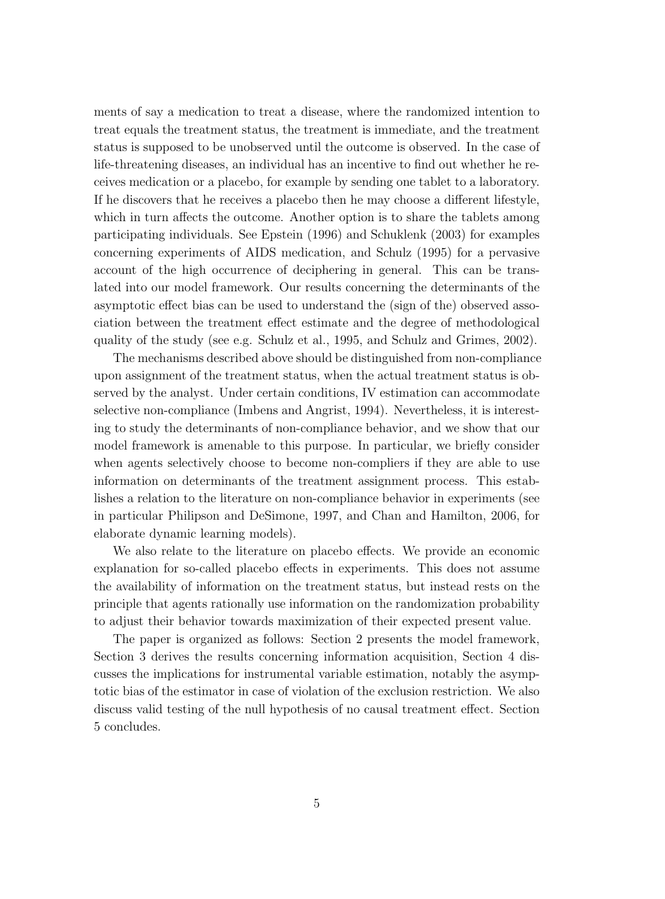ments of say a medication to treat a disease, where the randomized intention to treat equals the treatment status, the treatment is immediate, and the treatment status is supposed to be unobserved until the outcome is observed. In the case of life-threatening diseases, an individual has an incentive to find out whether he receives medication or a placebo, for example by sending one tablet to a laboratory. If he discovers that he receives a placebo then he may choose a different lifestyle, which in turn affects the outcome. Another option is to share the tablets among participating individuals. See Epstein (1996) and Schuklenk (2003) for examples concerning experiments of AIDS medication, and Schulz (1995) for a pervasive account of the high occurrence of deciphering in general. This can be translated into our model framework. Our results concerning the determinants of the asymptotic effect bias can be used to understand the (sign of the) observed association between the treatment effect estimate and the degree of methodological quality of the study (see e.g. Schulz et al., 1995, and Schulz and Grimes, 2002).

The mechanisms described above should be distinguished from non-compliance upon assignment of the treatment status, when the actual treatment status is observed by the analyst. Under certain conditions, IV estimation can accommodate selective non-compliance (Imbens and Angrist, 1994). Nevertheless, it is interesting to study the determinants of non-compliance behavior, and we show that our model framework is amenable to this purpose. In particular, we briefly consider when agents selectively choose to become non-compliers if they are able to use information on determinants of the treatment assignment process. This establishes a relation to the literature on non-compliance behavior in experiments (see in particular Philipson and DeSimone, 1997, and Chan and Hamilton, 2006, for elaborate dynamic learning models).

We also relate to the literature on placebo effects. We provide an economic explanation for so-called placebo effects in experiments. This does not assume the availability of information on the treatment status, but instead rests on the principle that agents rationally use information on the randomization probability to adjust their behavior towards maximization of their expected present value.

The paper is organized as follows: Section 2 presents the model framework, Section 3 derives the results concerning information acquisition, Section 4 discusses the implications for instrumental variable estimation, notably the asymptotic bias of the estimator in case of violation of the exclusion restriction. We also discuss valid testing of the null hypothesis of no causal treatment effect. Section 5 concludes.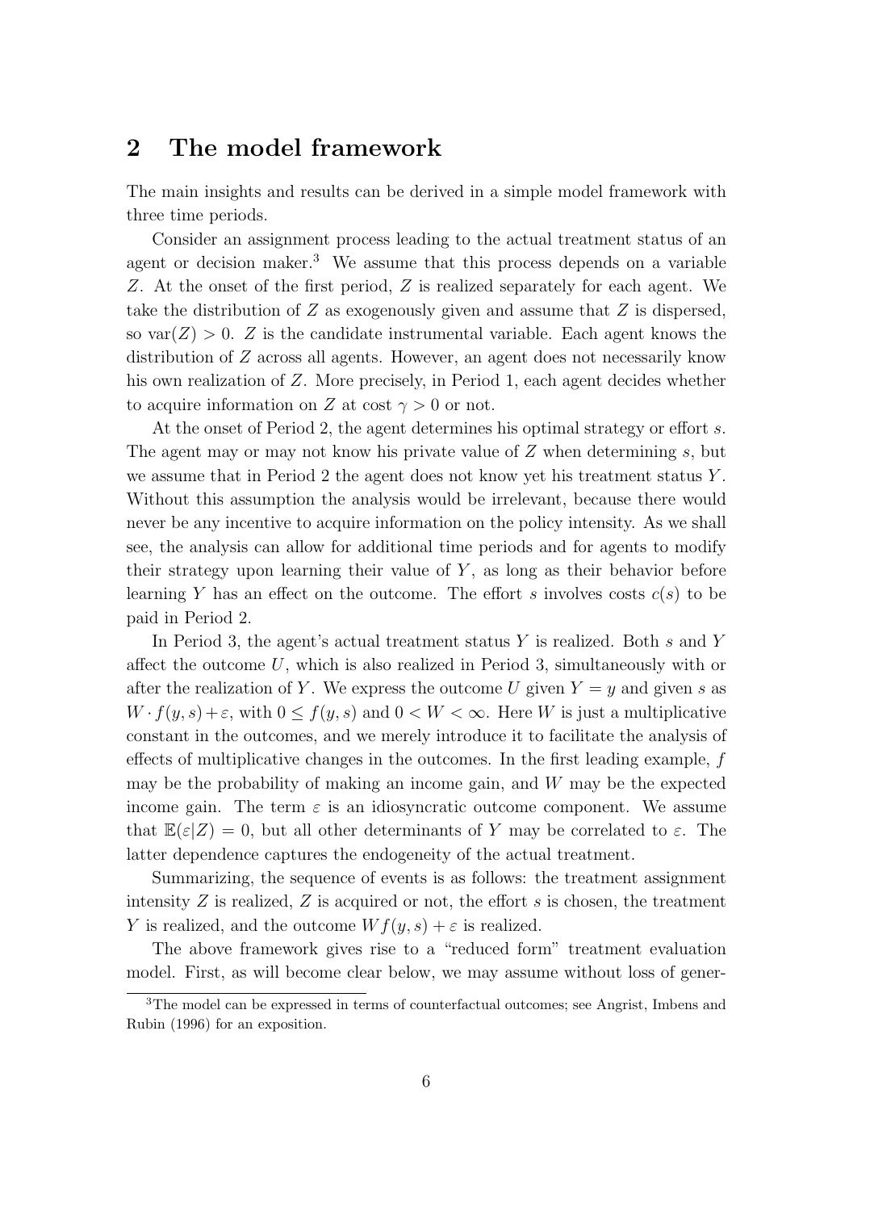## 2 The model framework

The main insights and results can be derived in a simple model framework with three time periods.

Consider an assignment process leading to the actual treatment status of an agent or decision maker.[3] We assume that this process depends on a variable $Z$. At the onset of the first period, $Z$ is realized separately for each agent. We take the distribution of $Z$ as exogenously given and assume that $Z$ is dispersed, so $\text{var}(Z) > 0$. $Z$ is the candidate instrumental variable. Each agent knows the distribution of $Z$ across all agents. However, an agent does not necessarily know his own realization of $Z$. More precisely, in Period 1, each agent decides whether to acquire information on $Z$ at cost $\gamma > 0$ or not.

At the onset of Period 2, the agent determines his optimal strategy or effort $s$. The agent may or may not know his private value of $Z$ when determining $s$, but we assume that in Period 2 the agent does not know yet his treatment status $Y$. Without this assumption the analysis would be irrelevant, because there would never be any incentive to acquire information on the policy intensity. As we shall see, the analysis can allow for additional time periods and for agents to modify their strategy upon learning their value of $Y$, as long as their behavior before learning $Y$ has an effect on the outcome. The effort $s$ involves costs $c(s)$ to be paid in Period 2.

In Period 3, the agent's actual treatment status $Y$ is realized. Both $s$ and $Y$ affect the outcome $U$, which is also realized in Period 3, simultaneously with or after the realization of $Y$. We express the outcome $U$ given $Y = y$ and given $s$ as $W \cdot f(y, s) + \varepsilon$, with $0 \leq f(y, s)$ and $0 < W < \infty$. Here $W$ is just a multiplicative constant in the outcomes, and we merely introduce it to facilitate the analysis of effects of multiplicative changes in the outcomes. In the first leading example, $f$ may be the probability of making an income gain, and $W$ may be the expected income gain. The term $\varepsilon$ is an idiosyncratic outcome component. We assume that $\mathbb{E}(\varepsilon|Z) = 0$, but all other determinants of $Y$ may be correlated to $\varepsilon$. The latter dependence captures the endogeneity of the actual treatment.

Summarizing, the sequence of events is as follows: the treatment assignment intensity $Z$ is realized, $Z$ is acquired or not, the effort $s$ is chosen, the treatment $Y$ is realized, and the outcome $Wf(y, s) + \varepsilon$ is realized.

The above framework gives rise to a "reduced form" treatment evaluation model. First, as will become clear below, we may assume without loss of gener-

[3] The model can be expressed in terms of counterfactual outcomes; see Angrist, Imbens and Rubin (1996) for an exposition.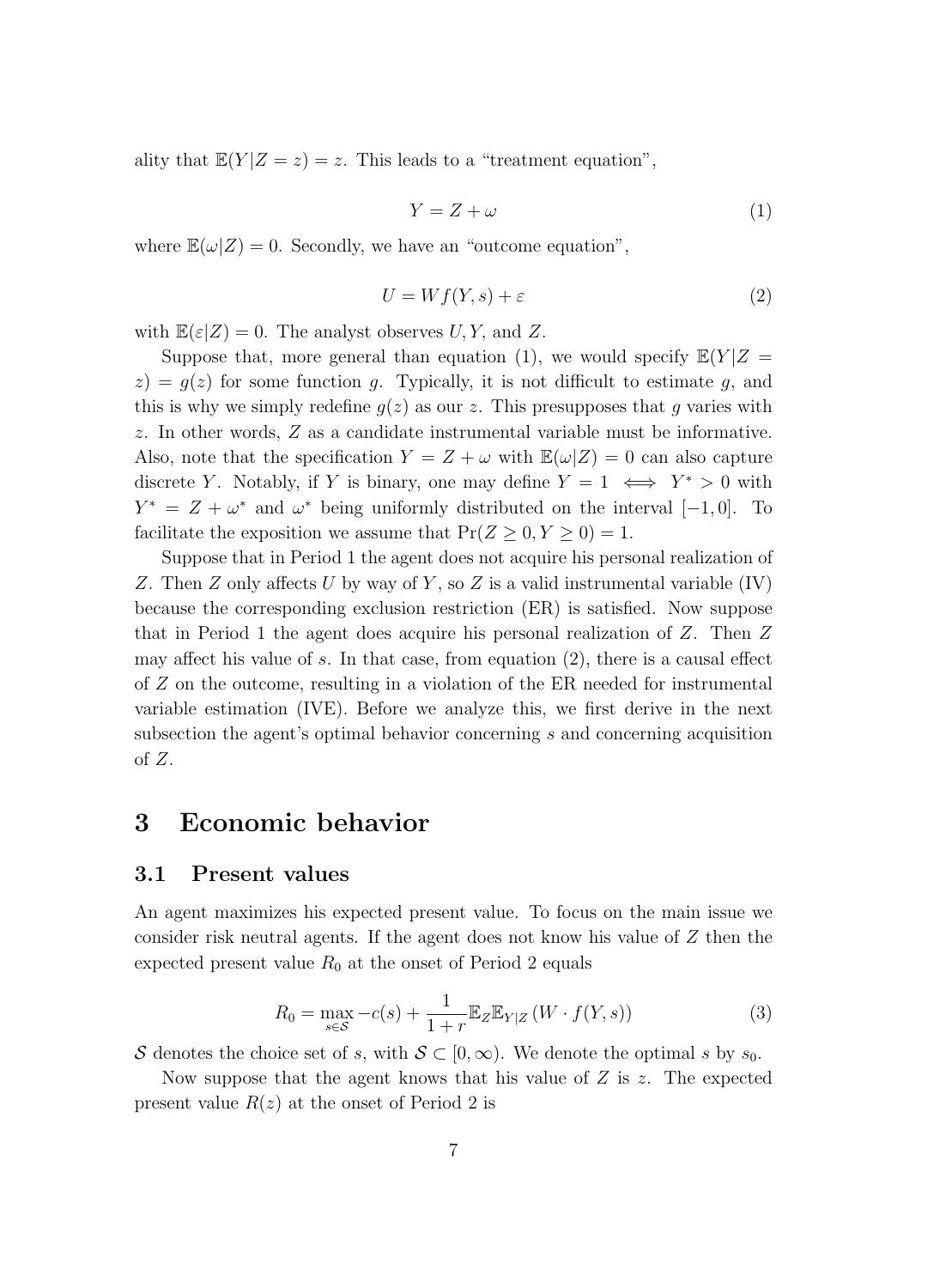ality that $\mathbb{E}(Y|Z=z)=z$. This leads to a "treatment equation",

$$Y = Z + \omega \tag{1}$$

where $\mathbb{E}(\omega|Z)=0$. Secondly, we have an "outcome equation",

$$U = Wf(Y,s) + \varepsilon \tag{2}$$

with $\mathbb{E}(\varepsilon|Z)=0$. The analyst observes $U, Y$, and $Z$.

Suppose that, more general than equation (1), we would specify $\mathbb{E}(Y|Z=z)=g(z)$ for some function $g$. Typically, it is not difficult to estimate $g$, and this is why we simply redefine $g(z)$ as our $z$. This presupposes that $g$ varies with $z$. In other words, $Z$ as a candidate instrumental variable must be informative. Also, note that the specification $Y=Z+\omega$ with $\mathbb{E}(\omega|Z)=0$ can also capture discrete $Y$. Notably, if $Y$ is binary, one may define $Y=1 \iff Y^*>0$ with $Y^*=Z+\omega^*$ and $\omega^*$ being uniformly distributed on the interval $[-1,0]$. To facilitate the exposition we assume that $\Pr(Z\geq 0, Y\geq 0)=1$.

Suppose that in Period 1 the agent does not acquire his personal realization of $Z$. Then $Z$ only affects $U$ by way of $Y$, so $Z$ is a valid instrumental variable (IV) because the corresponding exclusion restriction (ER) is satisfied. Now suppose that in Period 1 the agent does acquire his personal realization of $Z$. Then $Z$ may affect his value of $s$. In that case, from equation (2), there is a causal effect of $Z$ on the outcome, resulting in a violation of the ER needed for instrumental variable estimation (IVE). Before we analyze this, we first derive in the next subsection the agent's optimal behavior concerning $s$ and concerning acquisition of $Z$.

# 3 Economic behavior

## 3.1 Present values

An agent maximizes his expected present value. To focus on the main issue we consider risk neutral agents. If the agent does not know his value of $Z$ then the expected present value $R_0$ at the onset of Period 2 equals

$$R_0 = \max_{s\in\mathcal{S}} -c(s) + \frac{1}{1+r}\mathbb{E}_Z\mathbb{E}_{Y|Z}\left(W\cdot f(Y,s)\right) \tag{3}$$

$\mathcal{S}$ denotes the choice set of $s$, with $\mathcal{S}\subset[0,\infty)$. We denote the optimal $s$ by $s_0$.

Now suppose that the agent knows that his value of $Z$ is $z$. The expected present value $R(z)$ at the onset of Period 2 is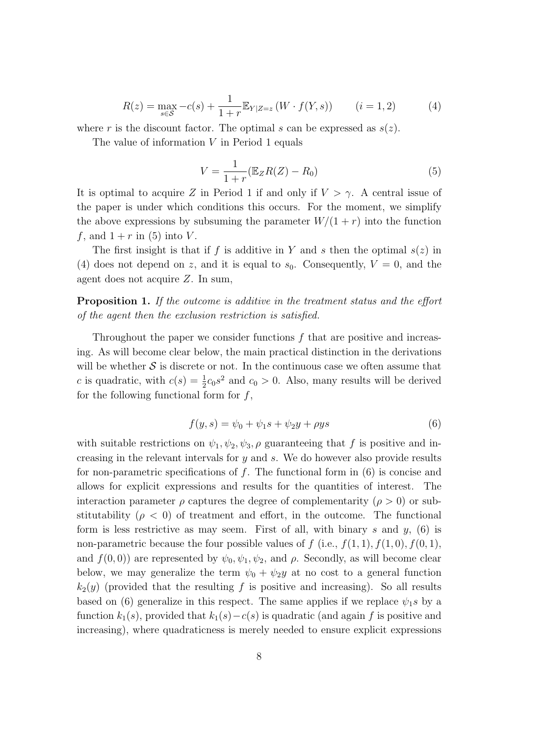$$R(z) = \max_{s \in \mathcal{S}} -c(s) + \frac{1}{1+r} \mathbb{E}_{Y|Z=z} \left( W \cdot f(Y, s) \right) \qquad (i = 1, 2) \tag{4}$$

where $r$ is the discount factor. The optimal $s$ can be expressed as $s(z)$.

The value of information $V$ in Period 1 equals

$$V = \frac{1}{1+r} (\mathbb{E}_Z R(Z) - R_0) \tag{5}$$

It is optimal to acquire $Z$ in Period 1 if and only if $V > \gamma$. A central issue of the paper is under which conditions this occurs. For the moment, we simplify the above expressions by subsuming the parameter $W/(1+r)$ into the function $f$, and $1 + r$ in (5) into $V$.

The first insight is that if $f$ is additive in $Y$ and $s$ then the optimal $s(z)$ in (4) does not depend on $z$, and it is equal to $s_0$. Consequently, $V = 0$, and the agent does not acquire $Z$. In sum,

**Proposition 1.** *If the outcome is additive in the treatment status and the effort of the agent then the exclusion restriction is satisfied.*

Throughout the paper we consider functions $f$ that are positive and increasing. As will become clear below, the main practical distinction in the derivations will be whether $\mathcal{S}$ is discrete or not. In the continuous case we often assume that $c$ is quadratic, with $c(s) = \frac{1}{2} c_0 s^2$ and $c_0 > 0$. Also, many results will be derived for the following functional form for $f$,

$$f(y, s) = \psi_0 + \psi_1 s + \psi_2 y + \rho y s \tag{6}$$

with suitable restrictions on $\psi_1, \psi_2, \psi_3, \rho$ guaranteeing that $f$ is positive and increasing in the relevant intervals for $y$ and $s$. We do however also provide results for non-parametric specifications of $f$. The functional form in (6) is concise and allows for explicit expressions and results for the quantities of interest. The interaction parameter $\rho$ captures the degree of complementarity ($\rho > 0$) or substitutability ($\rho < 0$) of treatment and effort, in the outcome. The functional form is less restrictive as may seem. First of all, with binary $s$ and $y$, (6) is non-parametric because the four possible values of $f$ (i.e., $f(1, 1), f(1, 0), f(0, 1)$, and $f(0, 0)$) are represented by $\psi_0, \psi_1, \psi_2$, and $\rho$. Secondly, as will become clear below, we may generalize the term $\psi_0 + \psi_2 y$ at no cost to a general function $k_2(y)$ (provided that the resulting $f$ is positive and increasing). So all results based on (6) generalize in this respect. The same applies if we replace $\psi_1 s$ by a function $k_1(s)$, provided that $k_1(s) - c(s)$ is quadratic (and again $f$ is positive and increasing), where quadraticness is merely needed to ensure explicit expressions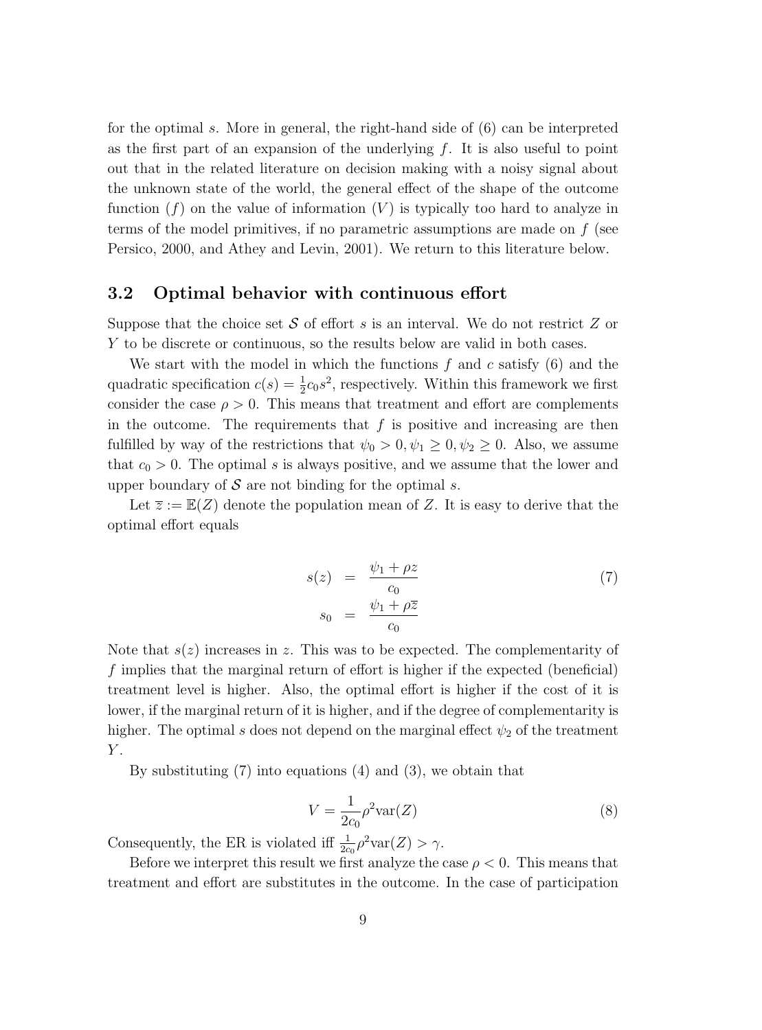for the optimal $s$. More in general, the right-hand side of (6) can be interpreted as the first part of an expansion of the underlying $f$. It is also useful to point out that in the related literature on decision making with a noisy signal about the unknown state of the world, the general effect of the shape of the outcome function ($f$) on the value of information ($V$) is typically too hard to analyze in terms of the model primitives, if no parametric assumptions are made on $f$ (see Persico, 2000, and Athey and Levin, 2001). We return to this literature below.

### 3.2 Optimal behavior with continuous effort

Suppose that the choice set $\mathcal{S}$ of effort $s$ is an interval. We do not restrict $Z$ or $Y$ to be discrete or continuous, so the results below are valid in both cases.

We start with the model in which the functions $f$ and $c$ satisfy (6) and the quadratic specification $c(s) = \frac{1}{2}c_0 s^2$, respectively. Within this framework we first consider the case $\rho > 0$. This means that treatment and effort are complements in the outcome. The requirements that $f$ is positive and increasing are then fulfilled by way of the restrictions that $\psi_0 > 0, \psi_1 \geq 0, \psi_2 \geq 0$. Also, we assume that $c_0 > 0$. The optimal $s$ is always positive, and we assume that the lower and upper boundary of $\mathcal{S}$ are not binding for the optimal $s$.

Let $\overline{z} := \mathbb{E}(Z)$ denote the population mean of $Z$. It is easy to derive that the optimal effort equals

$$
\begin{aligned}
s(z) &= \frac{\psi_1 + \rho z}{c_0} \\
s_0 &= \frac{\psi_1 + \rho \overline{z}}{c_0}
\end{aligned}
\tag{7}
$$

Note that $s(z)$ increases in $z$. This was to be expected. The complementarity of $f$ implies that the marginal return of effort is higher if the expected (beneficial) treatment level is higher. Also, the optimal effort is higher if the cost of it is lower, if the marginal return of it is higher, and if the degree of complementarity is higher. The optimal $s$ does not depend on the marginal effect $\psi_2$ of the treatment $Y$.

By substituting (7) into equations (4) and (3), we obtain that

$$
V = \frac{1}{2c_0}\rho^2 \text{var}(Z) \tag{8}
$$

Consequently, the ER is violated iff $\frac{1}{2c_0}\rho^2 \text{var}(Z) > \gamma$.

Before we interpret this result we first analyze the case $\rho < 0$. This means that treatment and effort are substitutes in the outcome. In the case of participation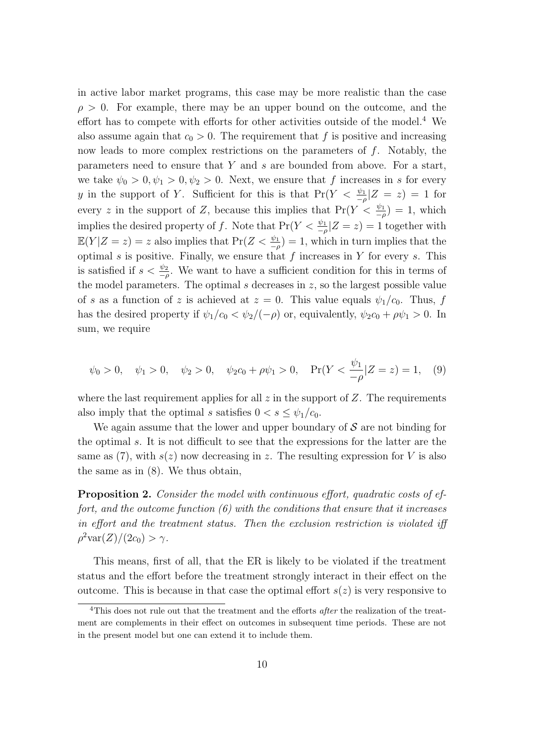in active labor market programs, this case may be more realistic than the case $\rho > 0$. For example, there may be an upper bound on the outcome, and the effort has to compete with efforts for other activities outside of the model.[4] We also assume again that $c_0 > 0$. The requirement that $f$ is positive and increasing now leads to more complex restrictions on the parameters of $f$. Notably, the parameters need to ensure that $Y$ and $s$ are bounded from above. For a start, we take $\psi_0 > 0, \psi_1 > 0, \psi_2 > 0$. Next, we ensure that $f$ increases in $s$ for every $y$ in the support of $Y$. Sufficient for this is that $\Pr(Y < \frac{\psi_1}{-\rho}|Z = z) = 1$ for every $z$ in the support of $Z$, because this implies that $\Pr(Y < \frac{\psi_1}{-\rho}) = 1$, which implies the desired property of $f$. Note that $\Pr(Y < \frac{\psi_1}{-\rho}|Z = z) = 1$ together with $\mathbb{E}(Y|Z = z) = z$ also implies that $\Pr(Z < \frac{\psi_1}{-\rho}) = 1$, which in turn implies that the optimal $s$ is positive. Finally, we ensure that $f$ increases in $Y$ for every $s$. This is satisfied if $s < \frac{\psi_2}{-\rho}$. We want to have a sufficient condition for this in terms of the model parameters. The optimal $s$ decreases in $z$, so the largest possible value of $s$ as a function of $z$ is achieved at $z = 0$. This value equals $\psi_1/c_0$. Thus, $f$ has the desired property if $\psi_1/c_0 < \psi_2/(-\rho)$ or, equivalently, $\psi_2 c_0 + \rho\psi_1 > 0$. In sum, we require

$$\psi_0 > 0, \quad \psi_1 > 0, \quad \psi_2 > 0, \quad \psi_2 c_0 + \rho\psi_1 > 0, \quad \Pr(Y < \frac{\psi_1}{-\rho}|Z = z) = 1, \quad (9)$$

where the last requirement applies for all $z$ in the support of $Z$. The requirements also imply that the optimal $s$ satisfies $0 < s \leq \psi_1/c_0$.

We again assume that the lower and upper boundary of $\mathcal{S}$ are not binding for the optimal $s$. It is not difficult to see that the expressions for the latter are the same as (7), with $s(z)$ now decreasing in $z$. The resulting expression for $V$ is also the same as in (8). We thus obtain,

**Proposition 2.** *Consider the model with continuous effort, quadratic costs of effort, and the outcome function (6) with the conditions that ensure that it increases in effort and the treatment status. Then the exclusion restriction is violated iff* $\rho^2 \text{var}(Z)/(2c_0) > \gamma$.

This means, first of all, that the ER is likely to be violated if the treatment status and the effort before the treatment strongly interact in their effect on the outcome. This is because in that case the optimal effort $s(z)$ is very responsive to

[4]This does not rule out that the treatment and the efforts *after* the realization of the treatment are complements in their effect on outcomes in subsequent time periods. These are not in the present model but one can extend it to include them.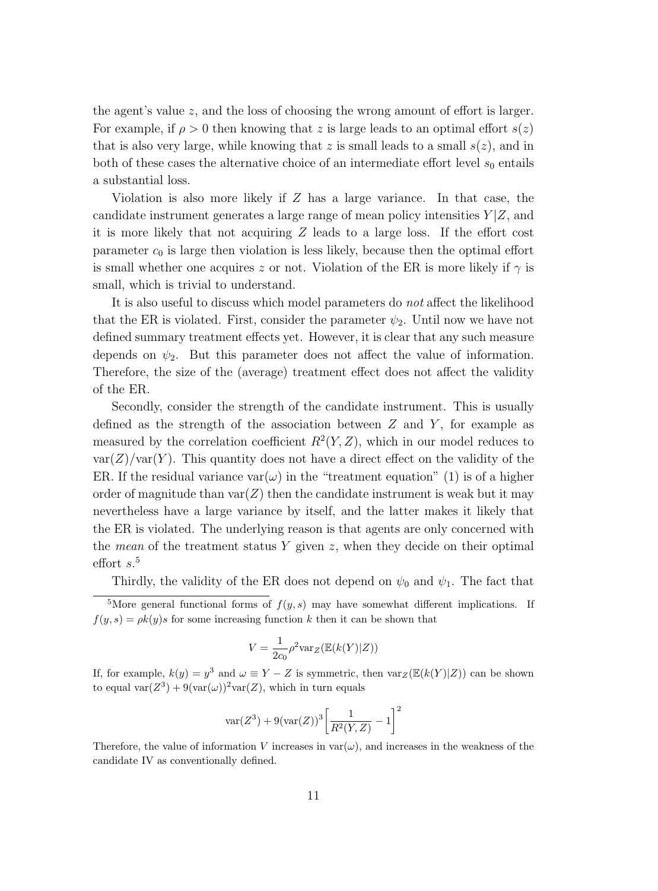the agent's value $z$, and the loss of choosing the wrong amount of effort is larger. For example, if $\rho > 0$ then knowing that $z$ is large leads to an optimal effort $s(z)$ that is also very large, while knowing that $z$ is small leads to a small $s(z)$, and in both of these cases the alternative choice of an intermediate effort level $s_0$ entails a substantial loss.

Violation is also more likely if $Z$ has a large variance. In that case, the candidate instrument generates a large range of mean policy intensities $Y|Z$, and it is more likely that not acquiring $Z$ leads to a large loss. If the effort cost parameter $c_0$ is large then violation is less likely, because then the optimal effort is small whether one acquires $z$ or not. Violation of the ER is more likely if $\gamma$ is small, which is trivial to understand.

It is also useful to discuss which model parameters do *not* affect the likelihood that the ER is violated. First, consider the parameter $\psi_2$. Until now we have not defined summary treatment effects yet. However, it is clear that any such measure depends on $\psi_2$. But this parameter does not affect the value of information. Therefore, the size of the (average) treatment effect does not affect the validity of the ER.

Secondly, consider the strength of the candidate instrument. This is usually defined as the strength of the association between $Z$ and $Y$, for example as measured by the correlation coefficient $R^2(Y,Z)$, which in our model reduces to $\text{var}(Z)/\text{var}(Y)$. This quantity does not have a direct effect on the validity of the ER. If the residual variance $\text{var}(\omega)$ in the "treatment equation" (1) is of a higher order of magnitude than $\text{var}(Z)$ then the candidate instrument is weak but it may nevertheless have a large variance by itself, and the latter makes it likely that the ER is violated. The underlying reason is that agents are only concerned with the *mean* of the treatment status $Y$ given $z$, when they decide on their optimal effort $s$.[5]

Thirdly, the validity of the ER does not depend on $\psi_0$ and $\psi_1$. The fact that

[5] More general functional forms of $f(y,s)$ may have somewhat different implications. If $f(y,s) = \rho k(y)s$ for some increasing function $k$ then it can be shown that

$$V = \frac{1}{2c_0}\rho^2 \text{var}_Z(\mathbb{E}(k(Y)|Z))$$

If, for example, $k(y) = y^3$ and $\omega \equiv Y - Z$ is symmetric, then $\text{var}_Z(\mathbb{E}(k(Y)|Z))$ can be shown to equal $\text{var}(Z^3) + 9(\text{var}(\omega))^2\text{var}(Z)$, which in turn equals

$$\text{var}(Z^3) + 9(\text{var}(Z))^3\left[\frac{1}{R^2(Y,Z)} - 1\right]^2$$

Therefore, the value of information $V$ increases in $\text{var}(\omega)$, and increases in the weakness of the candidate IV as conventionally defined.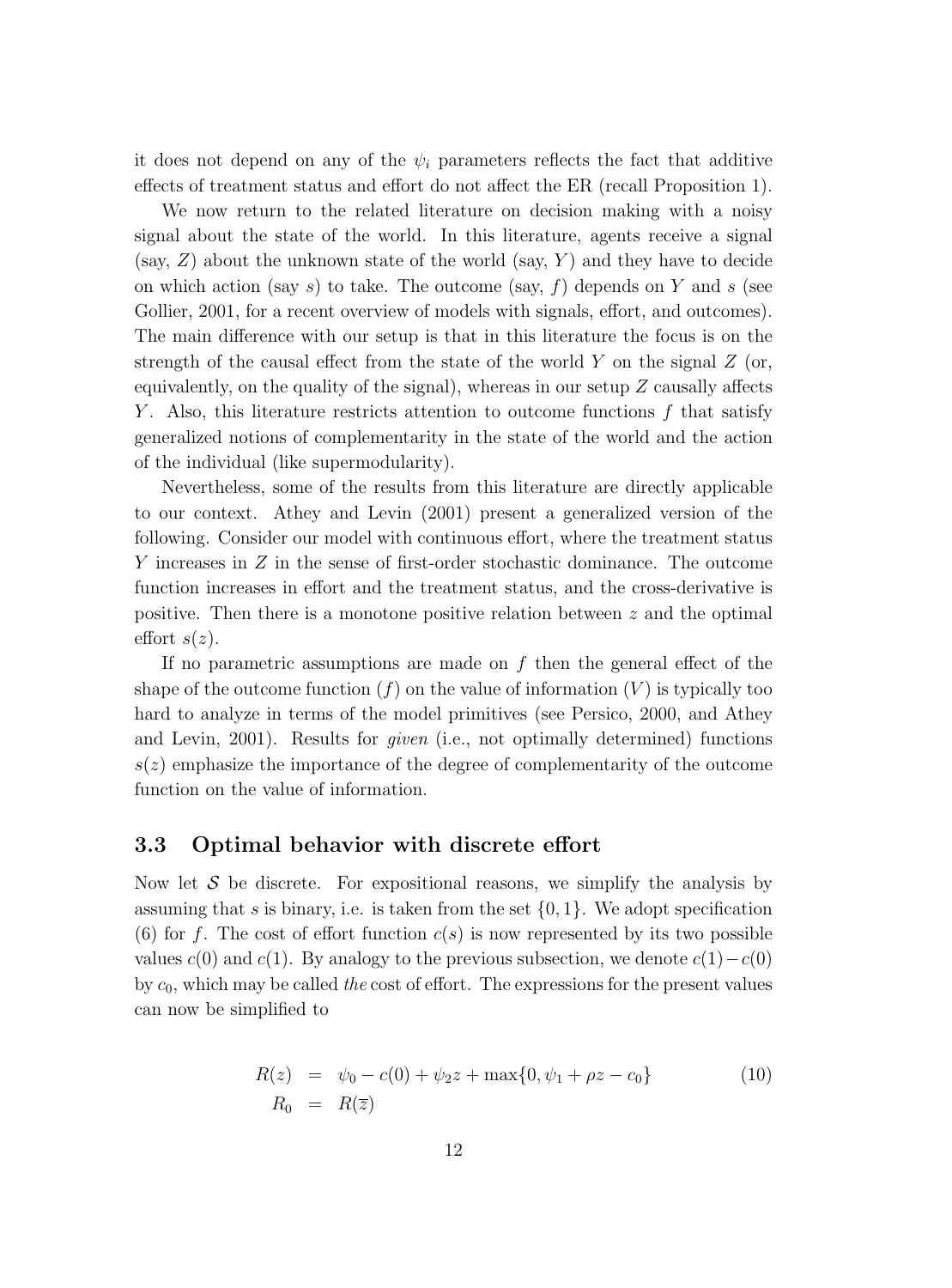it does not depend on any of the $\psi_i$ parameters reflects the fact that additive effects of treatment status and effort do not affect the ER (recall Proposition 1).

We now return to the related literature on decision making with a noisy signal about the state of the world. In this literature, agents receive a signal (say, $Z$) about the unknown state of the world (say, $Y$) and they have to decide on which action (say $s$) to take. The outcome (say, $f$) depends on $Y$ and $s$ (see Gollier, 2001, for a recent overview of models with signals, effort, and outcomes). The main difference with our setup is that in this literature the focus is on the strength of the causal effect from the state of the world $Y$ on the signal $Z$ (or, equivalently, on the quality of the signal), whereas in our setup $Z$ causally affects $Y$. Also, this literature restricts attention to outcome functions $f$ that satisfy generalized notions of complementarity in the state of the world and the action of the individual (like supermodularity).

Nevertheless, some of the results from this literature are directly applicable to our context. Athey and Levin (2001) present a generalized version of the following. Consider our model with continuous effort, where the treatment status $Y$ increases in $Z$ in the sense of first-order stochastic dominance. The outcome function increases in effort and the treatment status, and the cross-derivative is positive. Then there is a monotone positive relation between $z$ and the optimal effort $s(z)$.

If no parametric assumptions are made on $f$ then the general effect of the shape of the outcome function ($f$) on the value of information ($V$) is typically too hard to analyze in terms of the model primitives (see Persico, 2000, and Athey and Levin, 2001). Results for *given* (i.e., not optimally determined) functions $s(z)$ emphasize the importance of the degree of complementarity of the outcome function on the value of information.

### 3.3 Optimal behavior with discrete effort

Now let $\mathcal{S}$ be discrete. For expositional reasons, we simplify the analysis by assuming that $s$ is binary, i.e. is taken from the set $\{0, 1\}$. We adopt specification (6) for $f$. The cost of effort function $c(s)$ is now represented by its two possible values $c(0)$ and $c(1)$. By analogy to the previous subsection, we denote $c(1) - c(0)$ by $c_0$, which may be called *the* cost of effort. The expressions for the present values can now be simplified to

$$
\begin{aligned}
R(z) &= \psi_0 - c(0) + \psi_2 z + \max\{0, \psi_1 + \rho z - c_0\} \qquad (10)\\
R_0 &= R(\overline{z})
\end{aligned}
$$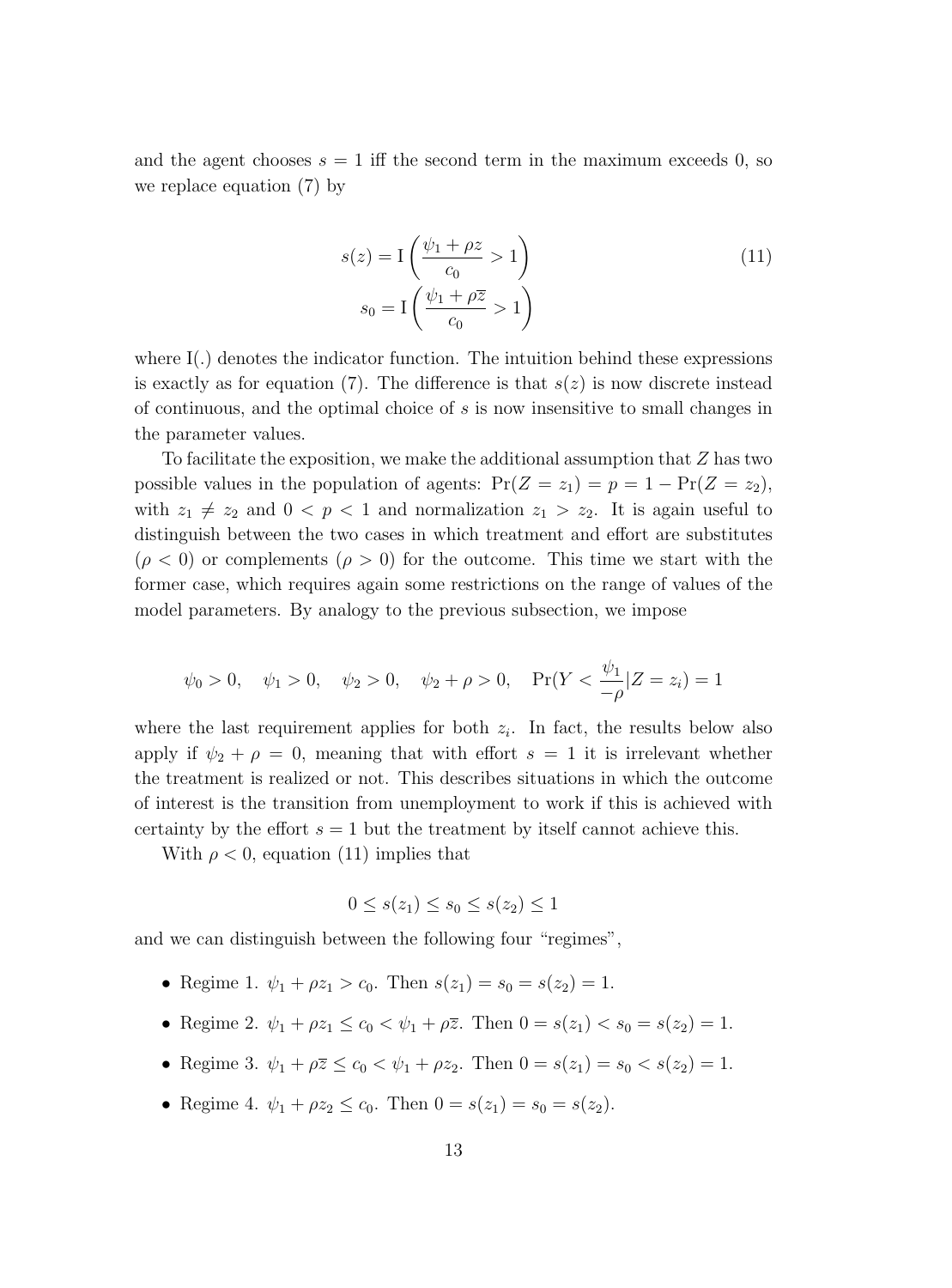and the agent chooses $s = 1$ iff the second term in the maximum exceeds 0, so we replace equation (7) by

$$
\begin{aligned}
s(z) &= \mathrm{I}\left(\frac{\psi_1 + \rho z}{c_0} > 1\right) \\
s_0 &= \mathrm{I}\left(\frac{\psi_1 + \rho \overline{z}}{c_0} > 1\right)
\end{aligned}
\tag{11}
$$

where I(.) denotes the indicator function. The intuition behind these expressions is exactly as for equation (7). The difference is that $s(z)$ is now discrete instead of continuous, and the optimal choice of $s$ is now insensitive to small changes in the parameter values.

To facilitate the exposition, we make the additional assumption that $Z$ has two possible values in the population of agents: $\Pr(Z = z_1) = p = 1 - \Pr(Z = z_2)$, with $z_1 \neq z_2$ and $0 < p < 1$ and normalization $z_1 > z_2$. It is again useful to distinguish between the two cases in which treatment and effort are substitutes ($\rho < 0$) or complements ($\rho > 0$) for the outcome. This time we start with the former case, which requires again some restrictions on the range of values of the model parameters. By analogy to the previous subsection, we impose

$$
\psi_0 > 0, \quad \psi_1 > 0, \quad \psi_2 > 0, \quad \psi_2 + \rho > 0, \quad \Pr(Y < \frac{\psi_1}{-\rho} | Z = z_i) = 1
$$

where the last requirement applies for both $z_i$. In fact, the results below also apply if $\psi_2 + \rho = 0$, meaning that with effort $s = 1$ it is irrelevant whether the treatment is realized or not. This describes situations in which the outcome of interest is the transition from unemployment to work if this is achieved with certainty by the effort $s = 1$ but the treatment by itself cannot achieve this.

With $\rho < 0$, equation (11) implies that

$$
0 \leq s(z_1) \leq s_0 \leq s(z_2) \leq 1
$$

and we can distinguish between the following four "regimes",

- Regime 1. $\psi_1 + \rho z_1 > c_0$. Then $s(z_1) = s_0 = s(z_2) = 1$.
- Regime 2. $\psi_1 + \rho z_1 \leq c_0 < \psi_1 + \rho \overline{z}$. Then $0 = s(z_1) < s_0 = s(z_2) = 1$.
- Regime 3. $\psi_1 + \rho \overline{z} \leq c_0 < \psi_1 + \rho z_2$. Then $0 = s(z_1) = s_0 < s(z_2) = 1$.
- Regime 4. $\psi_1 + \rho z_2 \leq c_0$. Then $0 = s(z_1) = s_0 = s(z_2)$.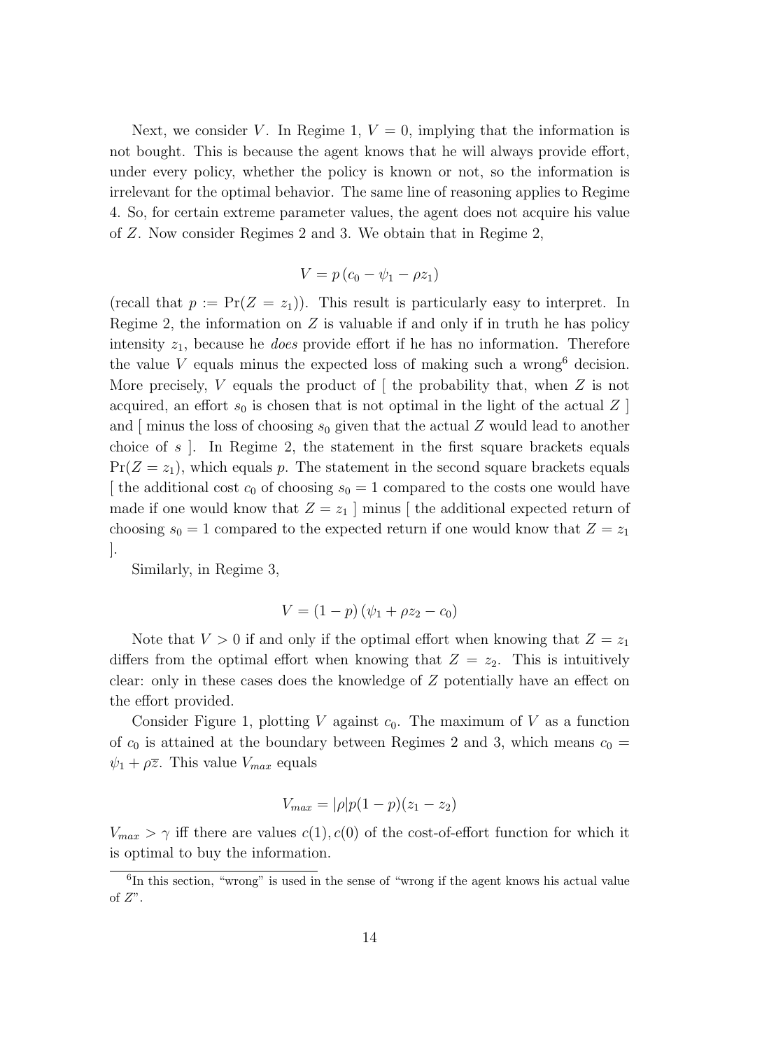Next, we consider $V$. In Regime 1, $V = 0$, implying that the information is not bought. This is because the agent knows that he will always provide effort, under every policy, whether the policy is known or not, so the information is irrelevant for the optimal behavior. The same line of reasoning applies to Regime 4. So, for certain extreme parameter values, the agent does not acquire his value of $Z$. Now consider Regimes 2 and 3. We obtain that in Regime 2,

$$V = p\left(c_0 - \psi_1 - \rho z_1\right)$$

(recall that $p := \Pr(Z = z_1)$). This result is particularly easy to interpret. In Regime 2, the information on $Z$ is valuable if and only if in truth he has policy intensity $z_1$, because he *does* provide effort if he has no information. Therefore the value $V$ equals minus the expected loss of making such a wrong[6] decision. More precisely, $V$ equals the product of [ the probability that, when $Z$ is not acquired, an effort $s_0$ is chosen that is not optimal in the light of the actual $Z$ ] and [ minus the loss of choosing $s_0$ given that the actual $Z$ would lead to another choice of $s$ ]. In Regime 2, the statement in the first square brackets equals $\Pr(Z = z_1)$, which equals $p$. The statement in the second square brackets equals [ the additional cost $c_0$ of choosing $s_0 = 1$ compared to the costs one would have made if one would know that $Z = z_1$ ] minus [ the additional expected return of choosing $s_0 = 1$ compared to the expected return if one would know that $Z = z_1$ ].

Similarly, in Regime 3,

$$V = (1 - p)\left(\psi_1 + \rho z_2 - c_0\right)$$

Note that $V > 0$ if and only if the optimal effort when knowing that $Z = z_1$ differs from the optimal effort when knowing that $Z = z_2$. This is intuitively clear: only in these cases does the knowledge of $Z$ potentially have an effect on the effort provided.

Consider Figure 1, plotting $V$ against $c_0$. The maximum of $V$ as a function of $c_0$ is attained at the boundary between Regimes 2 and 3, which means $c_0 = \psi_1 + \rho\overline{z}$. This value $V_{max}$ equals

$$V_{max} = |\rho| p(1 - p)(z_1 - z_2)$$

$V_{max} > \gamma$ iff there are values $c(1), c(0)$ of the cost-of-effort function for which it is optimal to buy the information.

[6] In this section, "wrong" is used in the sense of "wrong if the agent knows his actual value of $Z$".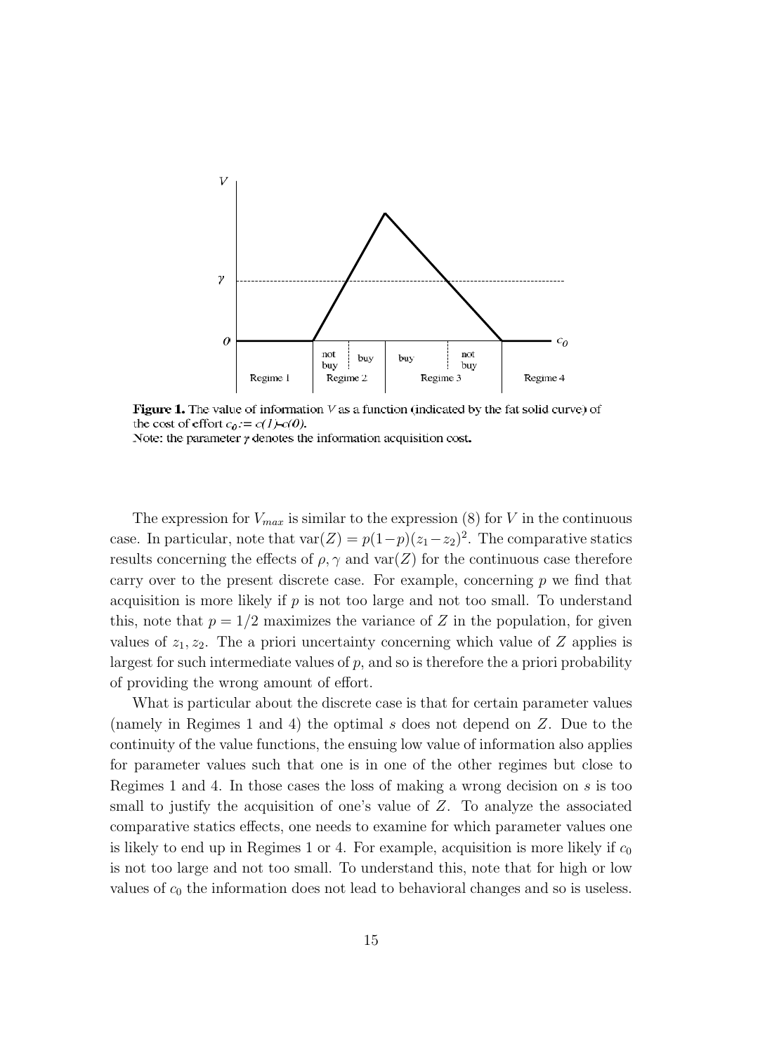**Figure 1.** The value of information $V$ as a function (indicated by the fat solid curve) of the cost of effort $c_0 := c(1) - c(0)$.
Note: the parameter $\gamma$ denotes the information acquisition cost.

The expression for $V_{max}$ is similar to the expression (8) for $V$ in the continuous case. In particular, note that $\text{var}(Z) = p(1-p)(z_1 - z_2)^2$. The comparative statics results concerning the effects of $\rho, \gamma$ and $\text{var}(Z)$ for the continuous case therefore carry over to the present discrete case. For example, concerning $p$ we find that acquisition is more likely if $p$ is not too large and not too small. To understand this, note that $p = 1/2$ maximizes the variance of $Z$ in the population, for given values of $z_1, z_2$. The a priori uncertainty concerning which value of $Z$ applies is largest for such intermediate values of $p$, and so is therefore the a priori probability of providing the wrong amount of effort.

What is particular about the discrete case is that for certain parameter values (namely in Regimes 1 and 4) the optimal $s$ does not depend on $Z$. Due to the continuity of the value functions, the ensuing low value of information also applies for parameter values such that one is in one of the other regimes but close to Regimes 1 and 4. In those cases the loss of making a wrong decision on $s$ is too small to justify the acquisition of one's value of $Z$. To analyze the associated comparative statics effects, one needs to examine for which parameter values one is likely to end up in Regimes 1 or 4. For example, acquisition is more likely if $c_0$ is not too large and not too small. To understand this, note that for high or low values of $c_0$ the information does not lead to behavioral changes and so is useless.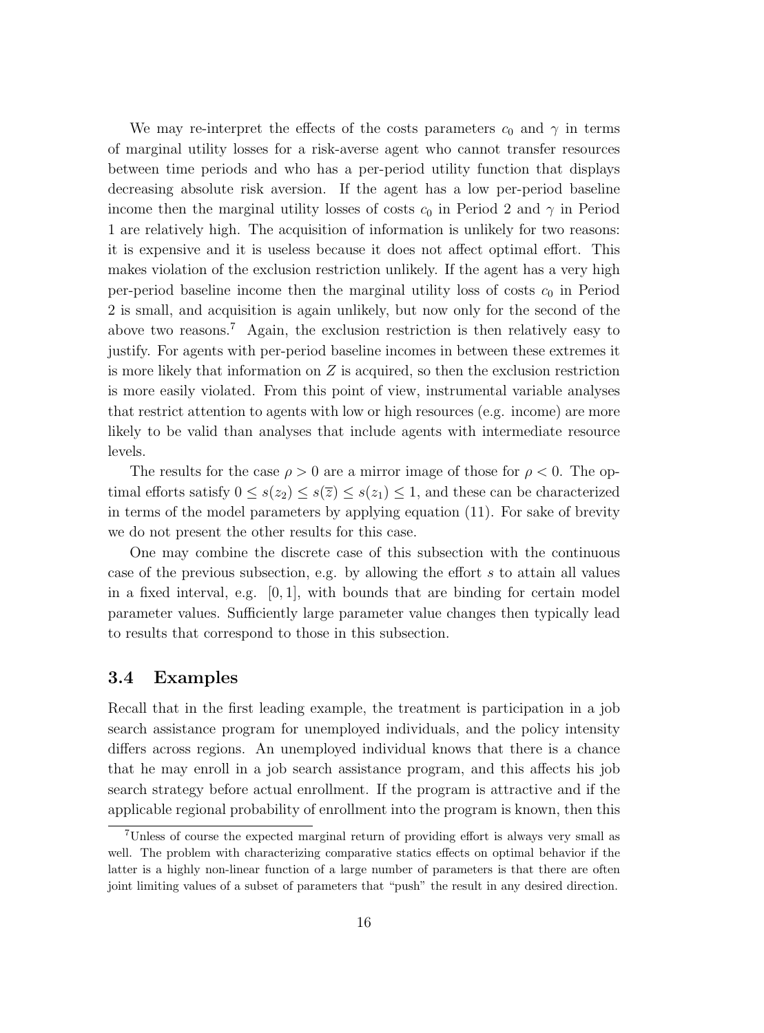We may re-interpret the effects of the costs parameters $c_0$ and $\gamma$ in terms of marginal utility losses for a risk-averse agent who cannot transfer resources between time periods and who has a per-period utility function that displays decreasing absolute risk aversion. If the agent has a low per-period baseline income then the marginal utility losses of costs $c_0$ in Period 2 and $\gamma$ in Period 1 are relatively high. The acquisition of information is unlikely for two reasons: it is expensive and it is useless because it does not affect optimal effort. This makes violation of the exclusion restriction unlikely. If the agent has a very high per-period baseline income then the marginal utility loss of costs $c_0$ in Period 2 is small, and acquisition is again unlikely, but now only for the second of the above two reasons.[7] Again, the exclusion restriction is then relatively easy to justify. For agents with per-period baseline incomes in between these extremes it is more likely that information on $Z$ is acquired, so then the exclusion restriction is more easily violated. From this point of view, instrumental variable analyses that restrict attention to agents with low or high resources (e.g. income) are more likely to be valid than analyses that include agents with intermediate resource levels.

The results for the case $\rho > 0$ are a mirror image of those for $\rho < 0$. The optimal efforts satisfy $0 \leq s(z_2) \leq s(\overline{z}) \leq s(z_1) \leq 1$, and these can be characterized in terms of the model parameters by applying equation (11). For sake of brevity we do not present the other results for this case.

One may combine the discrete case of this subsection with the continuous case of the previous subsection, e.g. by allowing the effort $s$ to attain all values in a fixed interval, e.g. $[0, 1]$, with bounds that are binding for certain model parameter values. Sufficiently large parameter value changes then typically lead to results that correspond to those in this subsection.

### 3.4 Examples

Recall that in the first leading example, the treatment is participation in a job search assistance program for unemployed individuals, and the policy intensity differs across regions. An unemployed individual knows that there is a chance that he may enroll in a job search assistance program, and this affects his job search strategy before actual enrollment. If the program is attractive and if the applicable regional probability of enrollment into the program is known, then this

[7] Unless of course the expected marginal return of providing effort is always very small as well. The problem with characterizing comparative statics effects on optimal behavior if the latter is a highly non-linear function of a large number of parameters is that there are often joint limiting values of a subset of parameters that "push" the result in any desired direction.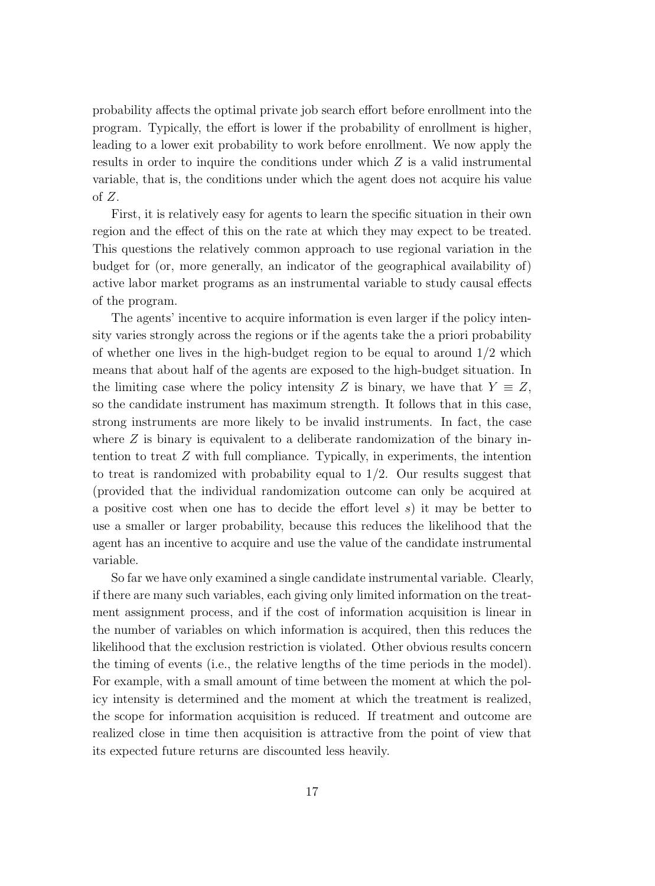probability affects the optimal private job search effort before enrollment into the program. Typically, the effort is lower if the probability of enrollment is higher, leading to a lower exit probability to work before enrollment. We now apply the results in order to inquire the conditions under which $Z$ is a valid instrumental variable, that is, the conditions under which the agent does not acquire his value of $Z$.

First, it is relatively easy for agents to learn the specific situation in their own region and the effect of this on the rate at which they may expect to be treated. This questions the relatively common approach to use regional variation in the budget for (or, more generally, an indicator of the geographical availability of) active labor market programs as an instrumental variable to study causal effects of the program.

The agents' incentive to acquire information is even larger if the policy intensity varies strongly across the regions or if the agents take the a priori probability of whether one lives in the high-budget region to be equal to around $1/2$ which means that about half of the agents are exposed to the high-budget situation. In the limiting case where the policy intensity $Z$ is binary, we have that $Y \equiv Z$, so the candidate instrument has maximum strength. It follows that in this case, strong instruments are more likely to be invalid instruments. In fact, the case where $Z$ is binary is equivalent to a deliberate randomization of the binary intention to treat $Z$ with full compliance. Typically, in experiments, the intention to treat is randomized with probability equal to $1/2$. Our results suggest that (provided that the individual randomization outcome can only be acquired at a positive cost when one has to decide the effort level $s$) it may be better to use a smaller or larger probability, because this reduces the likelihood that the agent has an incentive to acquire and use the value of the candidate instrumental variable.

So far we have only examined a single candidate instrumental variable. Clearly, if there are many such variables, each giving only limited information on the treatment assignment process, and if the cost of information acquisition is linear in the number of variables on which information is acquired, then this reduces the likelihood that the exclusion restriction is violated. Other obvious results concern the timing of events (i.e., the relative lengths of the time periods in the model). For example, with a small amount of time between the moment at which the policy intensity is determined and the moment at which the treatment is realized, the scope for information acquisition is reduced. If treatment and outcome are realized close in time then acquisition is attractive from the point of view that its expected future returns are discounted less heavily.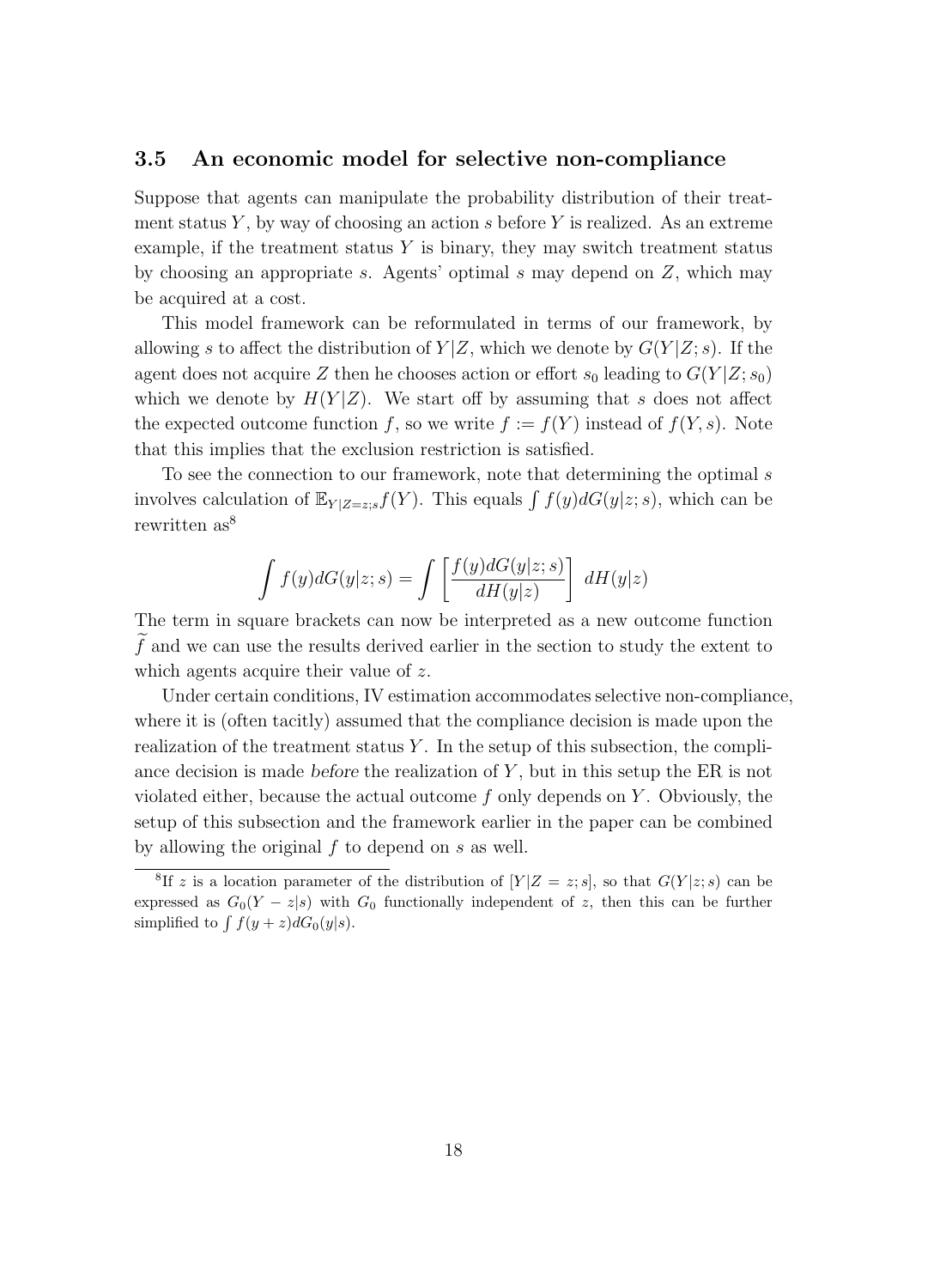### 3.5 An economic model for selective non-compliance

Suppose that agents can manipulate the probability distribution of their treatment status $Y$, by way of choosing an action $s$ before $Y$ is realized. As an extreme example, if the treatment status $Y$ is binary, they may switch treatment status by choosing an appropriate $s$. Agents' optimal $s$ may depend on $Z$, which may be acquired at a cost.

This model framework can be reformulated in terms of our framework, by allowing $s$ to affect the distribution of $Y|Z$, which we denote by $G(Y|Z;s)$. If the agent does not acquire $Z$ then he chooses action or effort $s_0$ leading to $G(Y|Z;s_0)$ which we denote by $H(Y|Z)$. We start off by assuming that $s$ does not affect the expected outcome function $f$, so we write $f := f(Y)$ instead of $f(Y,s)$. Note that this implies that the exclusion restriction is satisfied.

To see the connection to our framework, note that determining the optimal $s$ involves calculation of $\mathbb{E}_{Y|Z=z;s}f(Y)$. This equals $\int f(y)dG(y|z;s)$, which can be rewritten as[8]

$$\int f(y)dG(y|z;s) = \int \left[\frac{f(y)dG(y|z;s)}{dH(y|z)}\right] \, dH(y|z)$$

The term in square brackets can now be interpreted as a new outcome function $\widetilde{f}$ and we can use the results derived earlier in the section to study the extent to which agents acquire their value of $z$.

Under certain conditions, IV estimation accommodates selective non-compliance, where it is (often tacitly) assumed that the compliance decision is made upon the realization of the treatment status $Y$. In the setup of this subsection, the compliance decision is made *before* the realization of $Y$, but in this setup the ER is not violated either, because the actual outcome $f$ only depends on $Y$. Obviously, the setup of this subsection and the framework earlier in the paper can be combined by allowing the original $f$ to depend on $s$ as well.

[8] If $z$ is a location parameter of the distribution of $[Y|Z=z;s]$, so that $G(Y|z;s)$ can be expressed as $G_0(Y-z|s)$ with $G_0$ functionally independent of $z$, then this can be further simplified to $\int f(y+z)dG_0(y|s)$.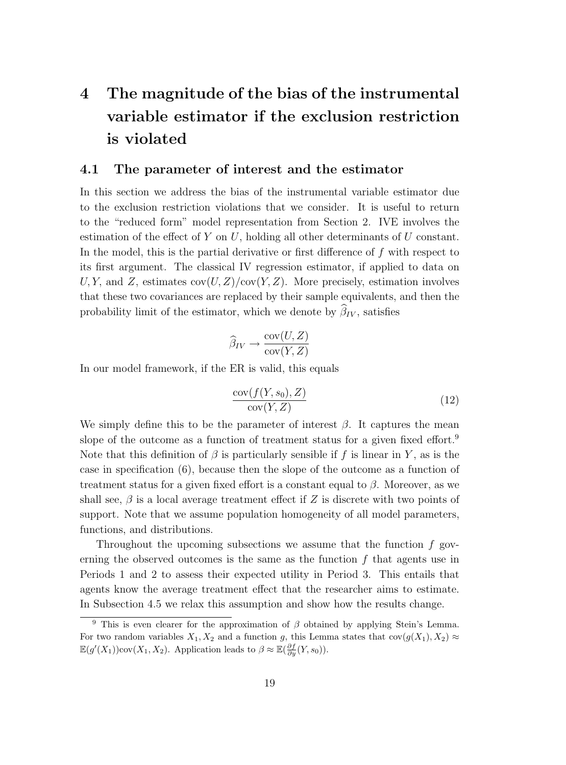# 4 The magnitude of the bias of the instrumental variable estimator if the exclusion restriction is violated

## 4.1 The parameter of interest and the estimator

In this section we address the bias of the instrumental variable estimator due to the exclusion restriction violations that we consider. It is useful to return to the "reduced form" model representation from Section 2. IVE involves the estimation of the effect of $Y$ on $U$, holding all other determinants of $U$ constant. In the model, this is the partial derivative or first difference of $f$ with respect to its first argument. The classical IV regression estimator, if applied to data on $U, Y$, and $Z$, estimates $\text{cov}(U, Z)/\text{cov}(Y, Z)$. More precisely, estimation involves that these two covariances are replaced by their sample equivalents, and then the probability limit of the estimator, which we denote by $\widehat{\beta}_{IV}$, satisfies

$$\widehat{\beta}_{IV} \rightarrow \frac{\text{cov}(U, Z)}{\text{cov}(Y, Z)}$$

In our model framework, if the ER is valid, this equals

$$\frac{\text{cov}(f(Y, s_0), Z)}{\text{cov}(Y, Z)} \tag{12}$$

We simply define this to be the parameter of interest $\beta$. It captures the mean slope of the outcome as a function of treatment status for a given fixed effort.[9] Note that this definition of $\beta$ is particularly sensible if $f$ is linear in $Y$, as is the case in specification (6), because then the slope of the outcome as a function of treatment status for a given fixed effort is a constant equal to $\beta$. Moreover, as we shall see, $\beta$ is a local average treatment effect if $Z$ is discrete with two points of support. Note that we assume population homogeneity of all model parameters, functions, and distributions.

Throughout the upcoming subsections we assume that the function $f$ governing the observed outcomes is the same as the function $f$ that agents use in Periods 1 and 2 to assess their expected utility in Period 3. This entails that agents know the average treatment effect that the researcher aims to estimate. In Subsection 4.5 we relax this assumption and show how the results change.

[9] This is even clearer for the approximation of $\beta$ obtained by applying Stein's Lemma. For two random variables $X_1, X_2$ and a function $g$, this Lemma states that $\text{cov}(g(X_1), X_2) \approx \mathbb{E}(g'(X_1))\text{cov}(X_1, X_2)$. Application leads to $\beta \approx \mathbb{E}(\frac{\partial f}{\partial y}(Y, s_0))$.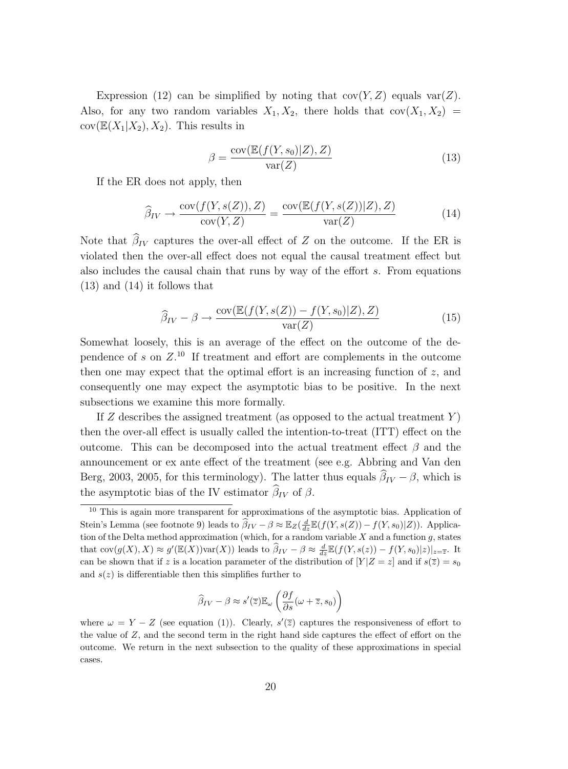Expression (12) can be simplified by noting that $\text{cov}(Y, Z)$ equals $\text{var}(Z)$. Also, for any two random variables $X_1, X_2$, there holds that $\text{cov}(X_1, X_2) = \text{cov}(\mathbb{E}(X_1|X_2), X_2)$. This results in

$$\beta = \frac{\text{cov}(\mathbb{E}(f(Y, s_0)|Z), Z)}{\text{var}(Z)} \tag{13}$$

If the ER does not apply, then

$$\widehat{\beta}_{IV} \rightarrow \frac{\text{cov}(f(Y, s(Z)), Z)}{\text{cov}(Y, Z)} = \frac{\text{cov}(\mathbb{E}(f(Y, s(Z))|Z), Z)}{\text{var}(Z)} \tag{14}$$

Note that $\widehat{\beta}_{IV}$ captures the over-all effect of $Z$ on the outcome. If the ER is violated then the over-all effect does not equal the causal treatment effect but also includes the causal chain that runs by way of the effort $s$. From equations (13) and (14) it follows that

$$\widehat{\beta}_{IV} - \beta \rightarrow \frac{\text{cov}(\mathbb{E}(f(Y, s(Z)) - f(Y, s_0)|Z), Z)}{\text{var}(Z)} \tag{15}$$

Somewhat loosely, this is an average of the effect on the outcome of the dependence of $s$ on $Z$.[10] If treatment and effort are complements in the outcome then one may expect that the optimal effort is an increasing function of $z$, and consequently one may expect the asymptotic bias to be positive. In the next subsections we examine this more formally.

If $Z$ describes the assigned treatment (as opposed to the actual treatment $Y$) then the over-all effect is usually called the intention-to-treat (ITT) effect on the outcome. This can be decomposed into the actual treatment effect $\beta$ and the announcement or ex ante effect of the treatment (see e.g. Abbring and Van den Berg, 2003, 2005, for this terminology). The latter thus equals $\widehat{\beta}_{IV} - \beta$, which is the asymptotic bias of the IV estimator $\widehat{\beta}_{IV}$ of $\beta$.

---

[10] This is again more transparent for approximations of the asymptotic bias. Application of Stein's Lemma (see footnote 9) leads to $\widehat{\beta}_{IV} - \beta \approx \mathbb{E}_Z(\frac{d}{dz}\mathbb{E}(f(Y, s(Z)) - f(Y, s_0)|Z))$. Application of the Delta method approximation (which, for a random variable $X$ and a function $g$, states that $\text{cov}(g(X), X) \approx g'(\mathbb{E}(X))\text{var}(X)$) leads to $\widehat{\beta}_{IV} - \beta \approx \frac{d}{dz}\mathbb{E}(f(Y, s(z)) - f(Y, s_0)|z)|_{z=\overline{z}}$. It can be shown that if $z$ is a location parameter of the distribution of $[Y|Z = z]$ and if $s(\overline{z}) = s_0$ and $s(z)$ is differentiable then this simplifies further to

$$\widehat{\beta}_{IV} - \beta \approx s'(\overline{z})\mathbb{E}_\omega\left(\frac{\partial f}{\partial s}(\omega + \overline{z}, s_0)\right)$$

where $\omega = Y - Z$ (see equation (1)). Clearly, $s'(\overline{z})$ captures the responsiveness of effort to the value of $Z$, and the second term in the right hand side captures the effect of effort on the outcome. We return in the next subsection to the quality of these approximations in special cases.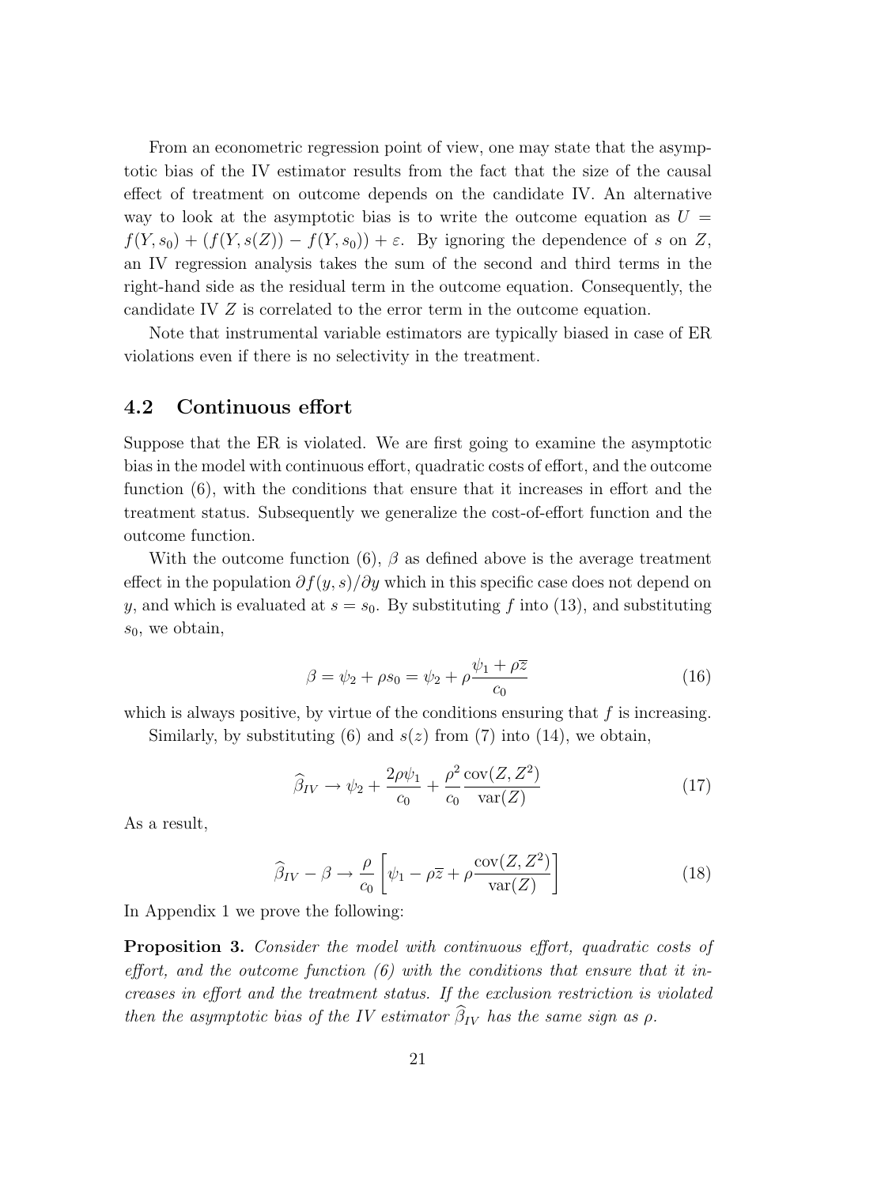From an econometric regression point of view, one may state that the asymptotic bias of the IV estimator results from the fact that the size of the causal effect of treatment on outcome depends on the candidate IV. An alternative way to look at the asymptotic bias is to write the outcome equation as $U = f(Y, s_0) + (f(Y, s(Z)) - f(Y, s_0)) + \varepsilon$. By ignoring the dependence of $s$ on $Z$, an IV regression analysis takes the sum of the second and third terms in the right-hand side as the residual term in the outcome equation. Consequently, the candidate IV $Z$ is correlated to the error term in the outcome equation.

Note that instrumental variable estimators are typically biased in case of ER violations even if there is no selectivity in the treatment.

## 4.2 Continuous effort

Suppose that the ER is violated. We are first going to examine the asymptotic bias in the model with continuous effort, quadratic costs of effort, and the outcome function (6), with the conditions that ensure that it increases in effort and the treatment status. Subsequently we generalize the cost-of-effort function and the outcome function.

With the outcome function (6), $\beta$ as defined above is the average treatment effect in the population $\partial f(y, s)/\partial y$ which in this specific case does not depend on $y$, and which is evaluated at $s = s_0$. By substituting $f$ into (13), and substituting $s_0$, we obtain,

$$\beta = \psi_2 + \rho s_0 = \psi_2 + \rho \frac{\psi_1 + \rho \overline{z}}{c_0} \tag{16}$$

which is always positive, by virtue of the conditions ensuring that $f$ is increasing.

Similarly, by substituting (6) and $s(z)$ from (7) into (14), we obtain,

$$\widehat{\beta}_{IV} \to \psi_2 + \frac{2\rho\psi_1}{c_0} + \frac{\rho^2}{c_0} \frac{\text{cov}(Z, Z^2)}{\text{var}(Z)} \tag{17}$$

As a result,

$$\widehat{\beta}_{IV} - \beta \to \frac{\rho}{c_0} \left[ \psi_1 - \rho \overline{z} + \rho \frac{\text{cov}(Z, Z^2)}{\text{var}(Z)} \right] \tag{18}$$

In Appendix 1 we prove the following:

**Proposition 3.** *Consider the model with continuous effort, quadratic costs of effort, and the outcome function (6) with the conditions that ensure that it increases in effort and the treatment status. If the exclusion restriction is violated then the asymptotic bias of the IV estimator $\widehat{\beta}_{IV}$ has the same sign as $\rho$.*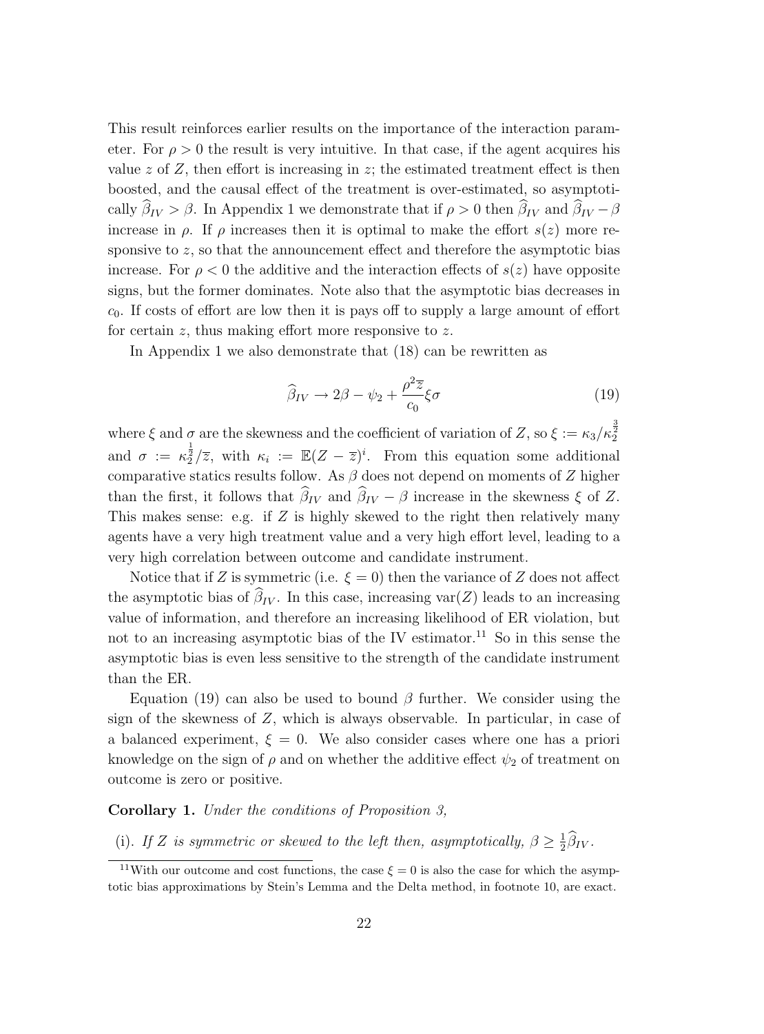This result reinforces earlier results on the importance of the interaction parameter. For $\rho > 0$ the result is very intuitive. In that case, if the agent acquires his value $z$ of $Z$, then effort is increasing in $z$; the estimated treatment effect is then boosted, and the causal effect of the treatment is over-estimated, so asymptotically $\widehat{\beta}_{IV} > \beta$. In Appendix 1 we demonstrate that if $\rho > 0$ then $\widehat{\beta}_{IV}$ and $\widehat{\beta}_{IV} - \beta$ increase in $\rho$. If $\rho$ increases then it is optimal to make the effort $s(z)$ more responsive to $z$, so that the announcement effect and therefore the asymptotic bias increase. For $\rho < 0$ the additive and the interaction effects of $s(z)$ have opposite signs, but the former dominates. Note also that the asymptotic bias decreases in $c_0$. If costs of effort are low then it is pays off to supply a large amount of effort for certain $z$, thus making effort more responsive to $z$.

In Appendix 1 we also demonstrate that (18) can be rewritten as

$$\widehat{\beta}_{IV} \to 2\beta - \psi_2 + \frac{\rho^2 \overline{z}}{c_0} \xi \sigma \tag{19}$$

where $\xi$ and $\sigma$ are the skewness and the coefficient of variation of $Z$, so $\xi := \kappa_3 / \kappa_2^{\frac{3}{2}}$ and $\sigma := \kappa_2^{\frac{1}{2}} / \overline{z}$, with $\kappa_i := \mathbb{E}(Z - \overline{z})^i$. From this equation some additional comparative statics results follow. As $\beta$ does not depend on moments of $Z$ higher than the first, it follows that $\widehat{\beta}_{IV}$ and $\widehat{\beta}_{IV} - \beta$ increase in the skewness $\xi$ of $Z$. This makes sense: e.g. if $Z$ is highly skewed to the right then relatively many agents have a very high treatment value and a very high effort level, leading to a very high correlation between outcome and candidate instrument.

Notice that if $Z$ is symmetric (i.e. $\xi = 0$) then the variance of $Z$ does not affect the asymptotic bias of $\widehat{\beta}_{IV}$. In this case, increasing $\text{var}(Z)$ leads to an increasing value of information, and therefore an increasing likelihood of ER violation, but not to an increasing asymptotic bias of the IV estimator.[11] So in this sense the asymptotic bias is even less sensitive to the strength of the candidate instrument than the ER.

Equation (19) can also be used to bound $\beta$ further. We consider using the sign of the skewness of $Z$, which is always observable. In particular, in case of a balanced experiment, $\xi = 0$. We also consider cases where one has a priori knowledge on the sign of $\rho$ and on whether the additive effect $\psi_2$ of treatment on outcome is zero or positive.

**Corollary 1.** *Under the conditions of Proposition 3,*

(i). *If $Z$ is symmetric or skewed to the left then, asymptotically, $\beta \geq \frac{1}{2}\widehat{\beta}_{IV}$.*

---

[11] With our outcome and cost functions, the case $\xi = 0$ is also the case for which the asymptotic bias approximations by Stein's Lemma and the Delta method, in footnote 10, are exact.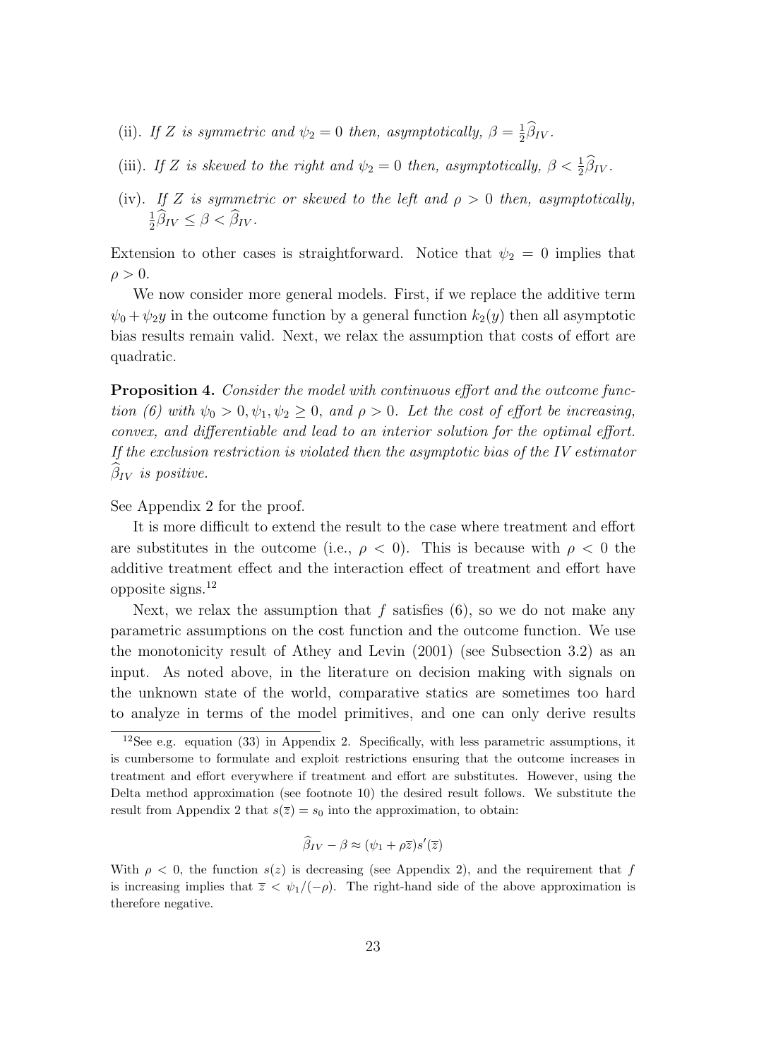(ii). *If $Z$ is symmetric and $\psi_2 = 0$ then, asymptotically, $\beta = \frac{1}{2}\widehat{\beta}_{IV}$.*

(iii). *If $Z$ is skewed to the right and $\psi_2 = 0$ then, asymptotically, $\beta < \frac{1}{2}\widehat{\beta}_{IV}$.*

(iv). *If $Z$ is symmetric or skewed to the left and $\rho > 0$ then, asymptotically, $\frac{1}{2}\widehat{\beta}_{IV} \leq \beta < \widehat{\beta}_{IV}$.*

Extension to other cases is straightforward. Notice that $\psi_2 = 0$ implies that $\rho > 0$.

We now consider more general models. First, if we replace the additive term $\psi_0 + \psi_2 y$ in the outcome function by a general function $k_2(y)$ then all asymptotic bias results remain valid. Next, we relax the assumption that costs of effort are quadratic.

**Proposition 4.** *Consider the model with continuous effort and the outcome function (6) with $\psi_0 > 0, \psi_1, \psi_2 \geq 0$, and $\rho > 0$. Let the cost of effort be increasing, convex, and differentiable and lead to an interior solution for the optimal effort. If the exclusion restriction is violated then the asymptotic bias of the IV estimator $\widehat{\beta}_{IV}$ is positive.*

See Appendix 2 for the proof.

It is more difficult to extend the result to the case where treatment and effort are substitutes in the outcome (i.e., $\rho < 0$). This is because with $\rho < 0$ the additive treatment effect and the interaction effect of treatment and effort have opposite signs.[12]

Next, we relax the assumption that $f$ satisfies (6), so we do not make any parametric assumptions on the cost function and the outcome function. We use the monotonicity result of Athey and Levin (2001) (see Subsection 3.2) as an input. As noted above, in the literature on decision making with signals on the unknown state of the world, comparative statics are sometimes too hard to analyze in terms of the model primitives, and one can only derive results

[12] See e.g. equation (33) in Appendix 2. Specifically, with less parametric assumptions, it is cumbersome to formulate and exploit restrictions ensuring that the outcome increases in treatment and effort everywhere if treatment and effort are substitutes. However, using the Delta method approximation (see footnote 10) the desired result follows. We substitute the result from Appendix 2 that $s(\overline{z}) = s_0$ into the approximation, to obtain:

$$\widehat{\beta}_{IV} - \beta \approx (\psi_1 + \rho\overline{z})s'(\overline{z})$$

With $\rho < 0$, the function $s(z)$ is decreasing (see Appendix 2), and the requirement that $f$ is increasing implies that $\overline{z} < \psi_1/(-\rho)$. The right-hand side of the above approximation is therefore negative.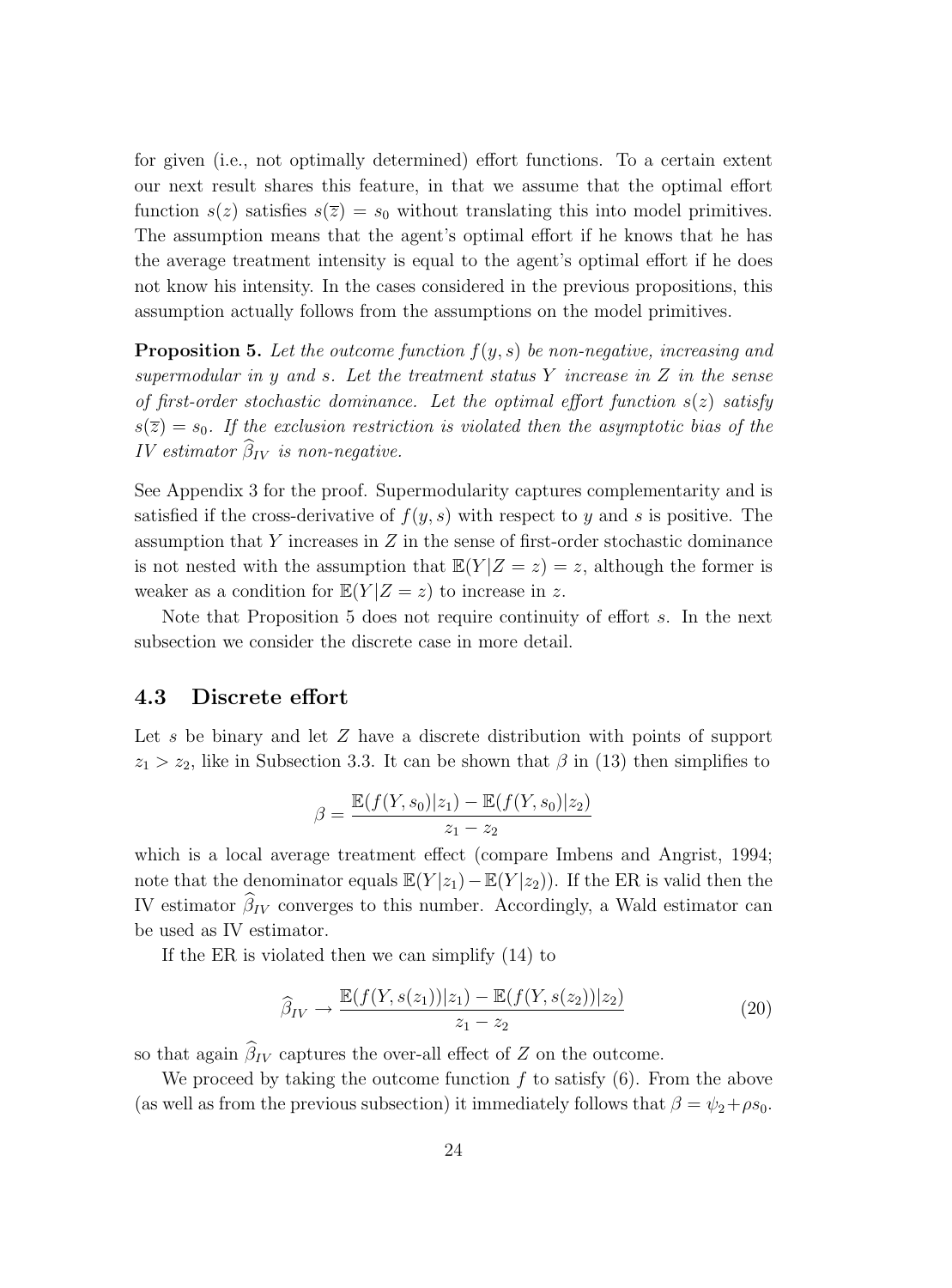for given (i.e., not optimally determined) effort functions. To a certain extent our next result shares this feature, in that we assume that the optimal effort function $s(z)$ satisfies $s(\overline{z}) = s_0$ without translating this into model primitives. The assumption means that the agent's optimal effort if he knows that he has the average treatment intensity is equal to the agent's optimal effort if he does not know his intensity. In the cases considered in the previous propositions, this assumption actually follows from the assumptions on the model primitives.

**Proposition 5.** *Let the outcome function $f(y, s)$ be non-negative, increasing and supermodular in $y$ and $s$. Let the treatment status $Y$ increase in $Z$ in the sense of first-order stochastic dominance. Let the optimal effort function $s(z)$ satisfy $s(\overline{z}) = s_0$. If the exclusion restriction is violated then the asymptotic bias of the IV estimator $\widehat{\beta}_{IV}$ is non-negative.*

See Appendix 3 for the proof. Supermodularity captures complementarity and is satisfied if the cross-derivative of $f(y, s)$ with respect to $y$ and $s$ is positive. The assumption that $Y$ increases in $Z$ in the sense of first-order stochastic dominance is not nested with the assumption that $\mathbb{E}(Y|Z = z) = z$, although the former is weaker as a condition for $\mathbb{E}(Y|Z = z)$ to increase in $z$.

Note that Proposition 5 does not require continuity of effort $s$. In the next subsection we consider the discrete case in more detail.

### 4.3 Discrete effort

Let $s$ be binary and let $Z$ have a discrete distribution with points of support $z_1 > z_2$, like in Subsection 3.3. It can be shown that $\beta$ in (13) then simplifies to

$$\beta = \frac{\mathbb{E}(f(Y, s_0)|z_1) - \mathbb{E}(f(Y, s_0)|z_2)}{z_1 - z_2}$$

which is a local average treatment effect (compare Imbens and Angrist, 1994; note that the denominator equals $\mathbb{E}(Y|z_1) - \mathbb{E}(Y|z_2)$). If the ER is valid then the IV estimator $\widehat{\beta}_{IV}$ converges to this number. Accordingly, a Wald estimator can be used as IV estimator.

If the ER is violated then we can simplify (14) to

$$\widehat{\beta}_{IV} \to \frac{\mathbb{E}(f(Y, s(z_1))|z_1) - \mathbb{E}(f(Y, s(z_2))|z_2)}{z_1 - z_2} \tag{20}$$

so that again $\widehat{\beta}_{IV}$ captures the over-all effect of $Z$ on the outcome.

We proceed by taking the outcome function $f$ to satisfy (6). From the above (as well as from the previous subsection) it immediately follows that $\beta = \psi_2 + \rho s_0$.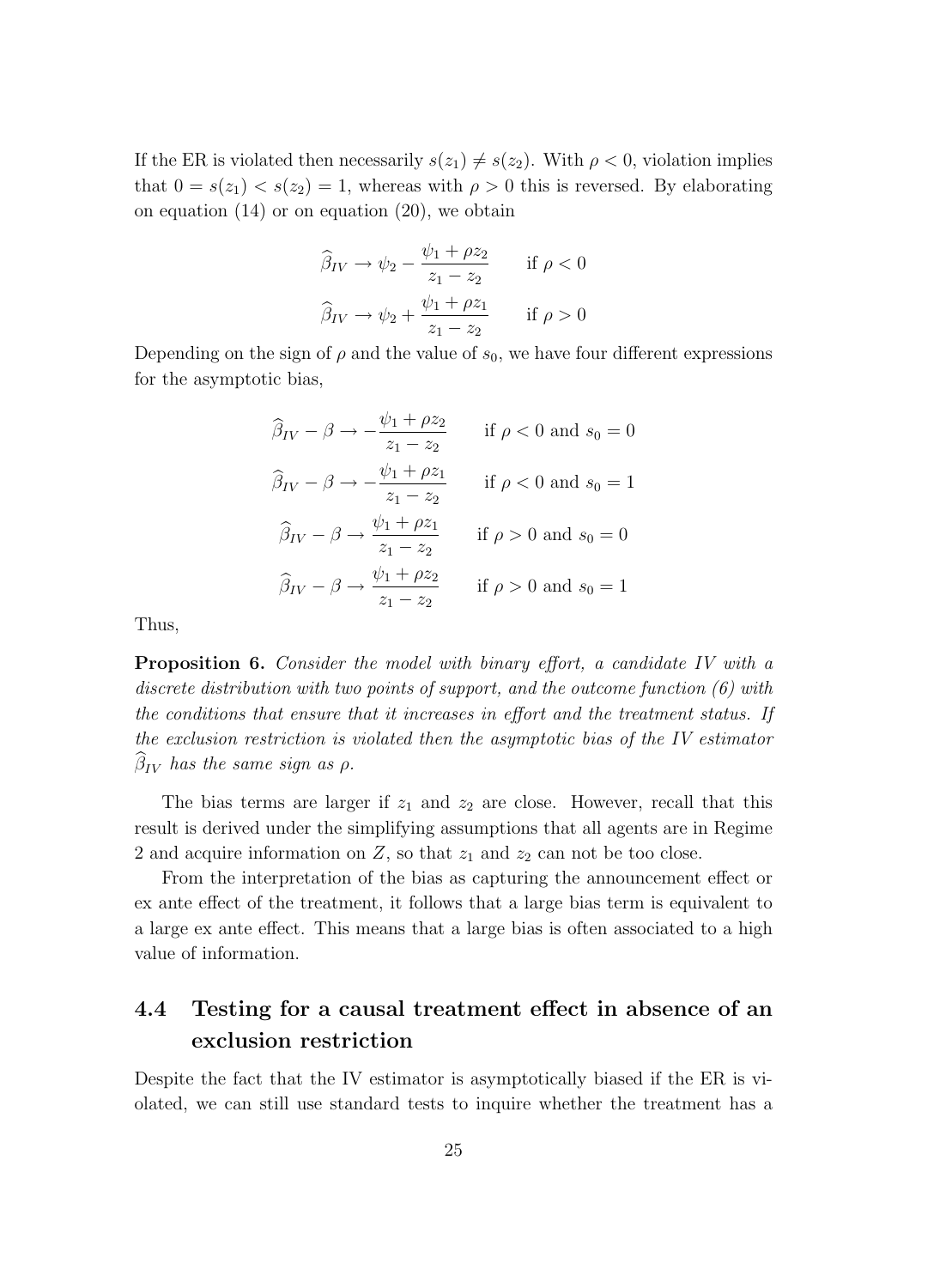If the ER is violated then necessarily $s(z_1) \neq s(z_2)$. With $\rho < 0$, violation implies that $0 = s(z_1) < s(z_2) = 1$, whereas with $\rho > 0$ this is reversed. By elaborating on equation (14) or on equation (20), we obtain

$$\widehat{\beta}_{IV} \to \psi_2 - \frac{\psi_1 + \rho z_2}{z_1 - z_2} \qquad \text{if } \rho < 0$$

$$\widehat{\beta}_{IV} \to \psi_2 + \frac{\psi_1 + \rho z_1}{z_1 - z_2} \qquad \text{if } \rho > 0$$

Depending on the sign of $\rho$ and the value of $s_0$, we have four different expressions for the asymptotic bias,

$$\widehat{\beta}_{IV} - \beta \to -\frac{\psi_1 + \rho z_2}{z_1 - z_2} \qquad \text{if } \rho < 0 \text{ and } s_0 = 0$$

$$\widehat{\beta}_{IV} - \beta \to -\frac{\psi_1 + \rho z_1}{z_1 - z_2} \qquad \text{if } \rho < 0 \text{ and } s_0 = 1$$

$$\widehat{\beta}_{IV} - \beta \to \frac{\psi_1 + \rho z_1}{z_1 - z_2} \qquad \text{if } \rho > 0 \text{ and } s_0 = 0$$

$$\widehat{\beta}_{IV} - \beta \to \frac{\psi_1 + \rho z_2}{z_1 - z_2} \qquad \text{if } \rho > 0 \text{ and } s_0 = 1$$

Thus,

**Proposition 6.** *Consider the model with binary effort, a candidate IV with a discrete distribution with two points of support, and the outcome function (6) with the conditions that ensure that it increases in effort and the treatment status. If the exclusion restriction is violated then the asymptotic bias of the IV estimator $\widehat{\beta}_{IV}$ has the same sign as $\rho$.*

The bias terms are larger if $z_1$ and $z_2$ are close. However, recall that this result is derived under the simplifying assumptions that all agents are in Regime 2 and acquire information on $Z$, so that $z_1$ and $z_2$ can not be too close.

From the interpretation of the bias as capturing the announcement effect or ex ante effect of the treatment, it follows that a large bias term is equivalent to a large ex ante effect. This means that a large bias is often associated to a high value of information.

## 4.4 Testing for a causal treatment effect in absence of an exclusion restriction

Despite the fact that the IV estimator is asymptotically biased if the ER is violated, we can still use standard tests to inquire whether the treatment has a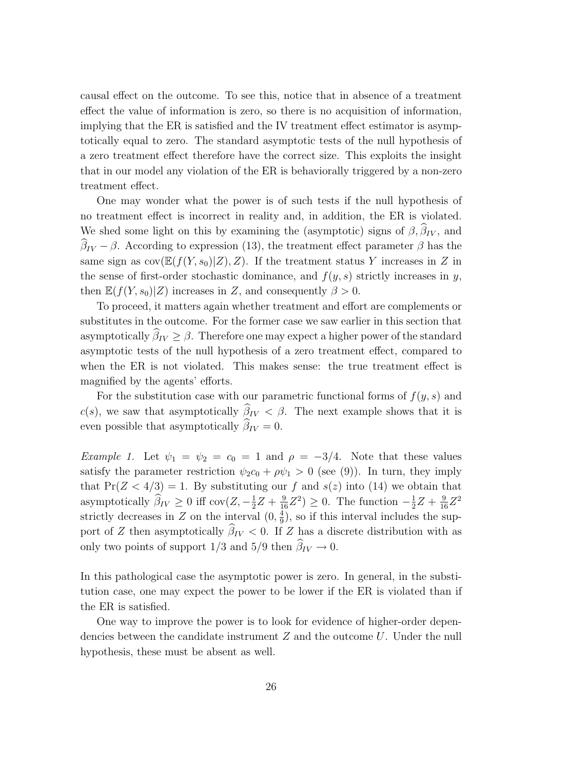causal effect on the outcome. To see this, notice that in absence of a treatment effect the value of information is zero, so there is no acquisition of information, implying that the ER is satisfied and the IV treatment effect estimator is asymptotically equal to zero. The standard asymptotic tests of the null hypothesis of a zero treatment effect therefore have the correct size. This exploits the insight that in our model any violation of the ER is behaviorally triggered by a non-zero treatment effect.

One may wonder what the power is of such tests if the null hypothesis of no treatment effect is incorrect in reality and, in addition, the ER is violated. We shed some light on this by examining the (asymptotic) signs of $\beta, \widehat{\beta}_{IV}$, and $\widehat{\beta}_{IV} - \beta$. According to expression (13), the treatment effect parameter $\beta$ has the same sign as $\text{cov}(\mathbb{E}(f(Y, s_0)|Z), Z)$. If the treatment status $Y$ increases in $Z$ in the sense of first-order stochastic dominance, and $f(y, s)$ strictly increases in $y$, then $\mathbb{E}(f(Y, s_0)|Z)$ increases in $Z$, and consequently $\beta > 0$.

To proceed, it matters again whether treatment and effort are complements or substitutes in the outcome. For the former case we saw earlier in this section that asymptotically $\widehat{\beta}_{IV} \geq \beta$. Therefore one may expect a higher power of the standard asymptotic tests of the null hypothesis of a zero treatment effect, compared to when the ER is not violated. This makes sense: the true treatment effect is magnified by the agents' efforts.

For the substitution case with our parametric functional forms of $f(y, s)$ and $c(s)$, we saw that asymptotically $\widehat{\beta}_{IV} < \beta$. The next example shows that it is even possible that asymptotically $\widehat{\beta}_{IV} = 0$.

*Example 1.* Let $\psi_1 = \psi_2 = c_0 = 1$ and $\rho = -3/4$. Note that these values satisfy the parameter restriction $\psi_2 c_0 + \rho\psi_1 > 0$ (see (9)). In turn, they imply that $\Pr(Z < 4/3) = 1$. By substituting our $f$ and $s(z)$ into (14) we obtain that asymptotically $\widehat{\beta}_{IV} \geq 0$ iff $\text{cov}(Z, -\frac{1}{2}Z + \frac{9}{16}Z^2) \geq 0$. The function $-\frac{1}{2}Z + \frac{9}{16}Z^2$ strictly decreases in $Z$ on the interval $(0, \frac{4}{9})$, so if this interval includes the support of $Z$ then asymptotically $\widehat{\beta}_{IV} < 0$. If $Z$ has a discrete distribution with as only two points of support $1/3$ and $5/9$ then $\widehat{\beta}_{IV} \to 0$.

In this pathological case the asymptotic power is zero. In general, in the substitution case, one may expect the power to be lower if the ER is violated than if the ER is satisfied.

One way to improve the power is to look for evidence of higher-order dependencies between the candidate instrument $Z$ and the outcome $U$. Under the null hypothesis, these must be absent as well.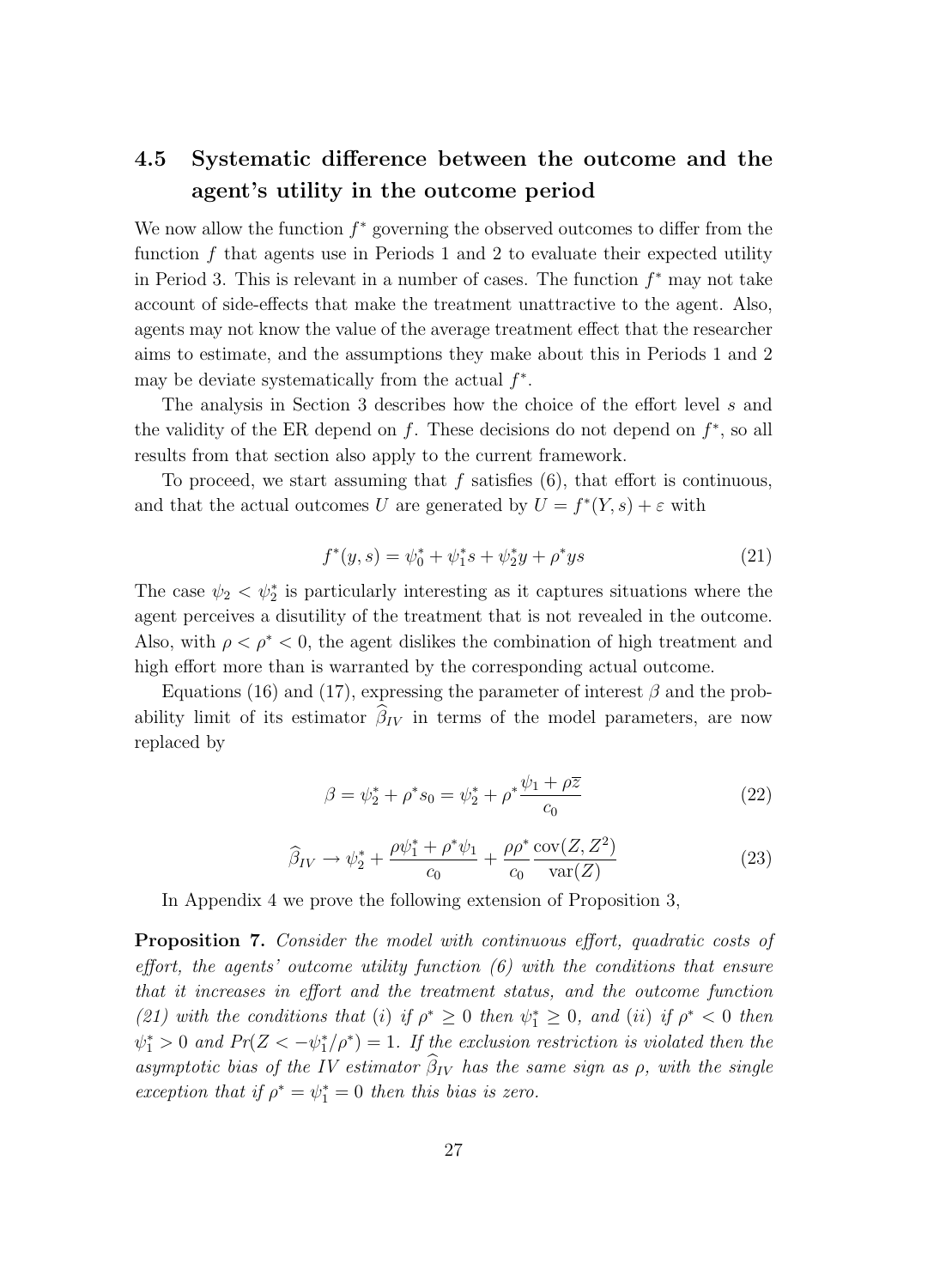## 4.5 Systematic difference between the outcome and the agent's utility in the outcome period

We now allow the function $f^*$ governing the observed outcomes to differ from the function $f$ that agents use in Periods 1 and 2 to evaluate their expected utility in Period 3. This is relevant in a number of cases. The function $f^*$ may not take account of side-effects that make the treatment unattractive to the agent. Also, agents may not know the value of the average treatment effect that the researcher aims to estimate, and the assumptions they make about this in Periods 1 and 2 may be deviate systematically from the actual $f^*$.

The analysis in Section 3 describes how the choice of the effort level $s$ and the validity of the ER depend on $f$. These decisions do not depend on $f^*$, so all results from that section also apply to the current framework.

To proceed, we start assuming that $f$ satisfies (6), that effort is continuous, and that the actual outcomes $U$ are generated by $U = f^*(Y, s) + \varepsilon$ with

$$f^*(y, s) = \psi_0^* + \psi_1^* s + \psi_2^* y + \rho^* ys \tag{21}$$

The case $\psi_2 < \psi_2^*$ is particularly interesting as it captures situations where the agent perceives a disutility of the treatment that is not revealed in the outcome. Also, with $\rho < \rho^* < 0$, the agent dislikes the combination of high treatment and high effort more than is warranted by the corresponding actual outcome.

Equations (16) and (17), expressing the parameter of interest $\beta$ and the probability limit of its estimator $\widehat{\beta}_{IV}$ in terms of the model parameters, are now replaced by

$$\beta = \psi_2^* + \rho^* s_0 = \psi_2^* + \rho^* \frac{\psi_1 + \rho \overline{z}}{c_0} \tag{22}$$

$$\widehat{\beta}_{IV} \to \psi_2^* + \frac{\rho \psi_1^* + \rho^* \psi_1}{c_0} + \frac{\rho \rho^*}{c_0} \frac{\text{cov}(Z, Z^2)}{\text{var}(Z)} \tag{23}$$

In Appendix 4 we prove the following extension of Proposition 3,

**Proposition 7.** *Consider the model with continuous effort, quadratic costs of effort, the agents' outcome utility function (6) with the conditions that ensure that it increases in effort and the treatment status, and the outcome function (21) with the conditions that (i) if $\rho^* \geq 0$ then $\psi_1^* \geq 0$, and (ii) if $\rho^* < 0$ then $\psi_1^* > 0$ and $Pr(Z < -\psi_1^*/\rho^*) = 1$. If the exclusion restriction is violated then the asymptotic bias of the IV estimator $\widehat{\beta}_{IV}$ has the same sign as $\rho$, with the single exception that if $\rho^* = \psi_1^* = 0$ then this bias is zero.*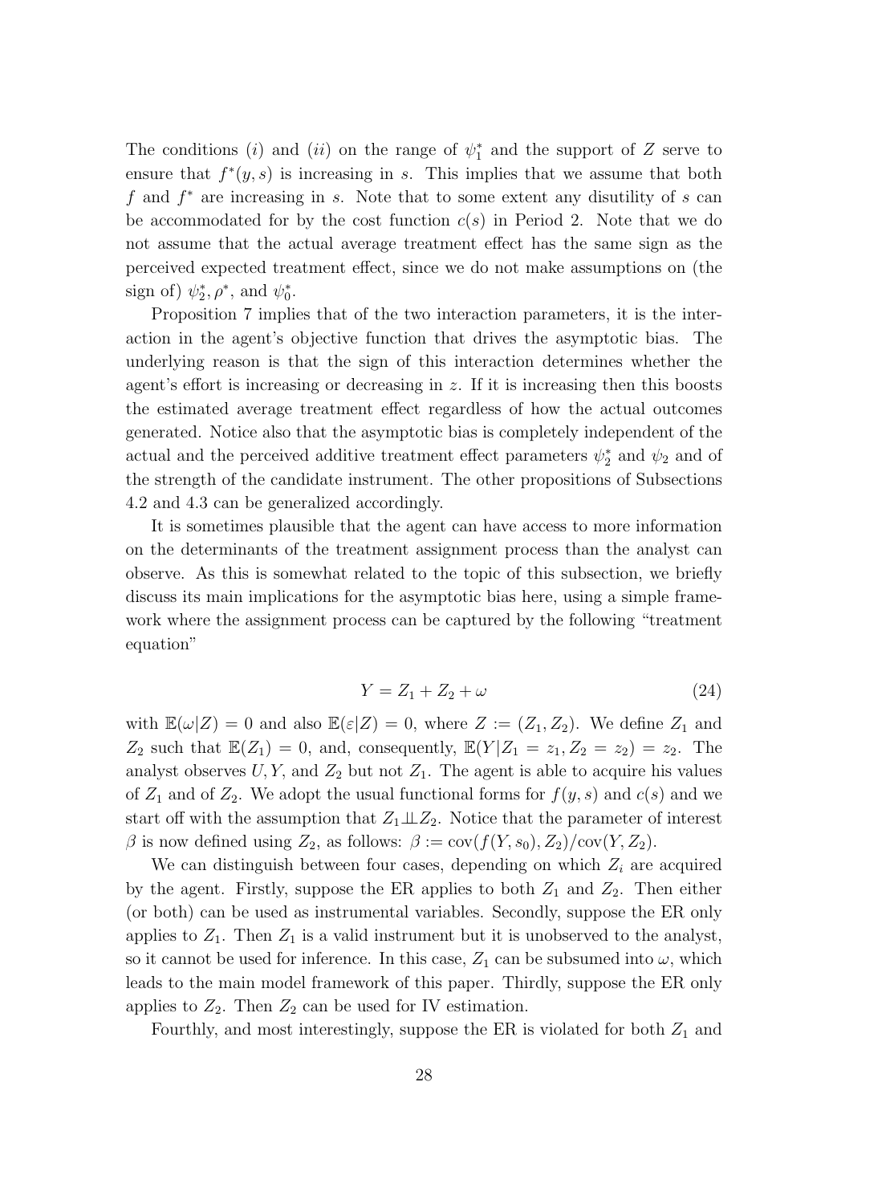The conditions $(i)$ and $(ii)$ on the range of $\psi_1^*$ and the support of $Z$ serve to ensure that $f^*(y,s)$ is increasing in $s$. This implies that we assume that both $f$ and $f^*$ are increasing in $s$. Note that to some extent any disutility of $s$ can be accommodated for by the cost function $c(s)$ in Period 2. Note that we do not assume that the actual average treatment effect has the same sign as the perceived expected treatment effect, since we do not make assumptions on (the sign of) $\psi_2^*, \rho^*$, and $\psi_0^*$.

Proposition 7 implies that of the two interaction parameters, it is the interaction in the agent's objective function that drives the asymptotic bias. The underlying reason is that the sign of this interaction determines whether the agent's effort is increasing or decreasing in $z$. If it is increasing then this boosts the estimated average treatment effect regardless of how the actual outcomes generated. Notice also that the asymptotic bias is completely independent of the actual and the perceived additive treatment effect parameters $\psi_2^*$ and $\psi_2$ and of the strength of the candidate instrument. The other propositions of Subsections 4.2 and 4.3 can be generalized accordingly.

It is sometimes plausible that the agent can have access to more information on the determinants of the treatment assignment process than the analyst can observe. As this is somewhat related to the topic of this subsection, we briefly discuss its main implications for the asymptotic bias here, using a simple framework where the assignment process can be captured by the following "treatment equation"

$$Y = Z_1 + Z_2 + \omega \tag{24}$$

with $\mathbb{E}(\omega|Z) = 0$ and also $\mathbb{E}(\varepsilon|Z) = 0$, where $Z := (Z_1, Z_2)$. We define $Z_1$ and $Z_2$ such that $\mathbb{E}(Z_1) = 0$, and, consequently, $\mathbb{E}(Y|Z_1 = z_1, Z_2 = z_2) = z_2$. The analyst observes $U, Y$, and $Z_2$ but not $Z_1$. The agent is able to acquire his values of $Z_1$ and of $Z_2$. We adopt the usual functional forms for $f(y,s)$ and $c(s)$ and we start off with the assumption that $Z_1 \perp\!\!\!\perp Z_2$. Notice that the parameter of interest $\beta$ is now defined using $Z_2$, as follows: $\beta := \text{cov}(f(Y, s_0), Z_2)/\text{cov}(Y, Z_2)$.

We can distinguish between four cases, depending on which $Z_i$ are acquired by the agent. Firstly, suppose the ER applies to both $Z_1$ and $Z_2$. Then either (or both) can be used as instrumental variables. Secondly, suppose the ER only applies to $Z_1$. Then $Z_1$ is a valid instrument but it is unobserved to the analyst, so it cannot be used for inference. In this case, $Z_1$ can be subsumed into $\omega$, which leads to the main model framework of this paper. Thirdly, suppose the ER only applies to $Z_2$. Then $Z_2$ can be used for IV estimation.

Fourthly, and most interestingly, suppose the ER is violated for both $Z_1$ and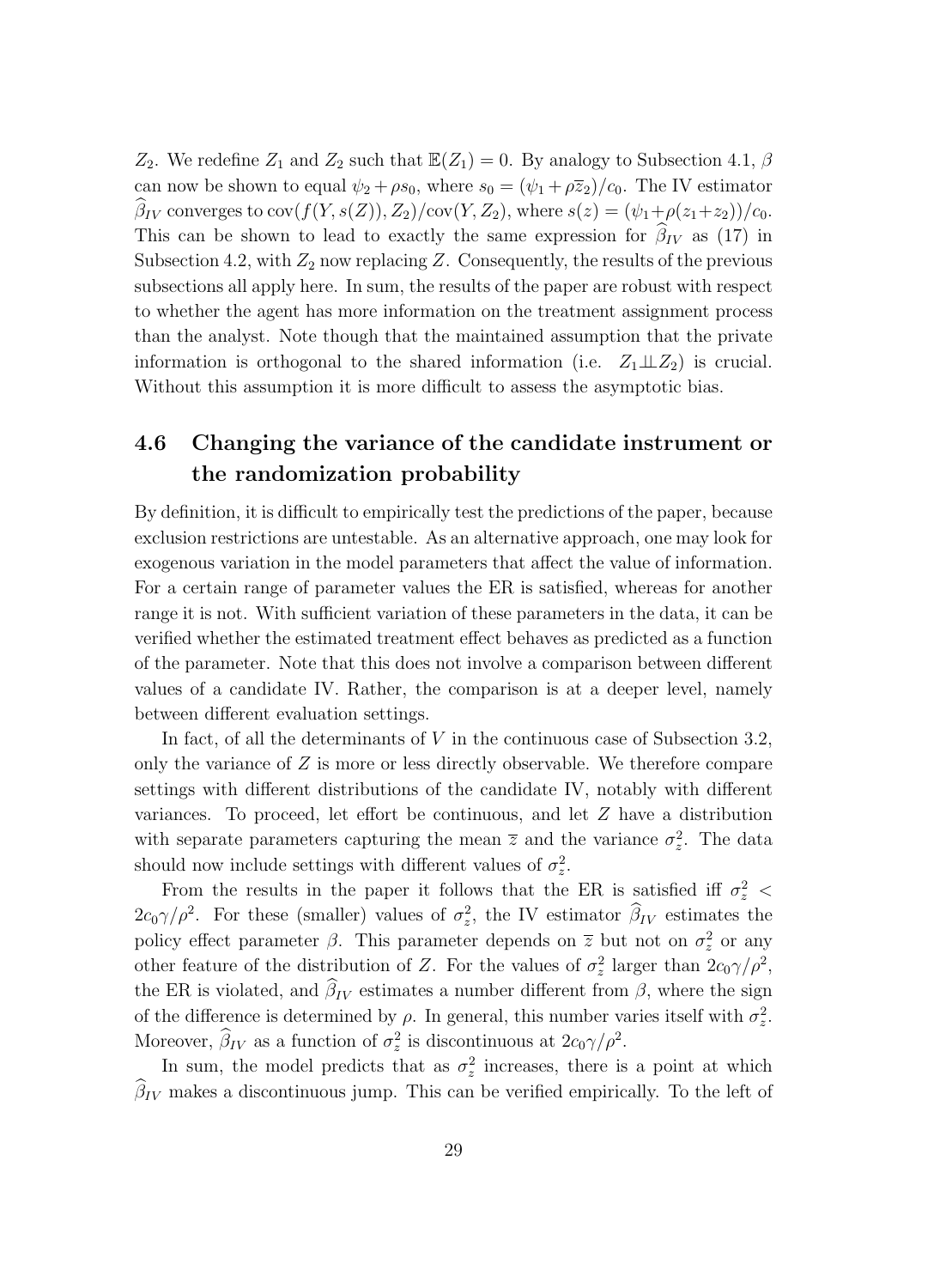$Z_2$. We redefine $Z_1$ and $Z_2$ such that $\mathbb{E}(Z_1) = 0$. By analogy to Subsection 4.1, $\beta$ can now be shown to equal $\psi_2 + \rho s_0$, where $s_0 = (\psi_1 + \rho \overline{z}_2)/c_0$. The IV estimator $\widehat{\beta}_{IV}$ converges to $\text{cov}(f(Y, s(Z)), Z_2)/\text{cov}(Y, Z_2)$, where $s(z) = (\psi_1 + \rho(z_1 + z_2))/c_0$. This can be shown to lead to exactly the same expression for $\widehat{\beta}_{IV}$ as (17) in Subsection 4.2, with $Z_2$ now replacing $Z$. Consequently, the results of the previous subsections all apply here. In sum, the results of the paper are robust with respect to whether the agent has more information on the treatment assignment process than the analyst. Note though that the maintained assumption that the private information is orthogonal to the shared information (i.e. $Z_1 \perp\!\!\!\perp Z_2$) is crucial. Without this assumption it is more difficult to assess the asymptotic bias.

### 4.6 Changing the variance of the candidate instrument or the randomization probability

By definition, it is difficult to empirically test the predictions of the paper, because exclusion restrictions are untestable. As an alternative approach, one may look for exogenous variation in the model parameters that affect the value of information. For a certain range of parameter values the ER is satisfied, whereas for another range it is not. With sufficient variation of these parameters in the data, it can be verified whether the estimated treatment effect behaves as predicted as a function of the parameter. Note that this does not involve a comparison between different values of a candidate IV. Rather, the comparison is at a deeper level, namely between different evaluation settings.

In fact, of all the determinants of $V$ in the continuous case of Subsection 3.2, only the variance of $Z$ is more or less directly observable. We therefore compare settings with different distributions of the candidate IV, notably with different variances. To proceed, let effort be continuous, and let $Z$ have a distribution with separate parameters capturing the mean $\overline{z}$ and the variance $\sigma_z^2$. The data should now include settings with different values of $\sigma_z^2$.

From the results in the paper it follows that the ER is satisfied iff $\sigma_z^2 < 2c_0\gamma/\rho^2$. For these (smaller) values of $\sigma_z^2$, the IV estimator $\widehat{\beta}_{IV}$ estimates the policy effect parameter $\beta$. This parameter depends on $\overline{z}$ but not on $\sigma_z^2$ or any other feature of the distribution of $Z$. For the values of $\sigma_z^2$ larger than $2c_0\gamma/\rho^2$, the ER is violated, and $\widehat{\beta}_{IV}$ estimates a number different from $\beta$, where the sign of the difference is determined by $\rho$. In general, this number varies itself with $\sigma_z^2$. Moreover, $\widehat{\beta}_{IV}$ as a function of $\sigma_z^2$ is discontinuous at $2c_0\gamma/\rho^2$.

In sum, the model predicts that as $\sigma_z^2$ increases, there is a point at which $\widehat{\beta}_{IV}$ makes a discontinuous jump. This can be verified empirically. To the left of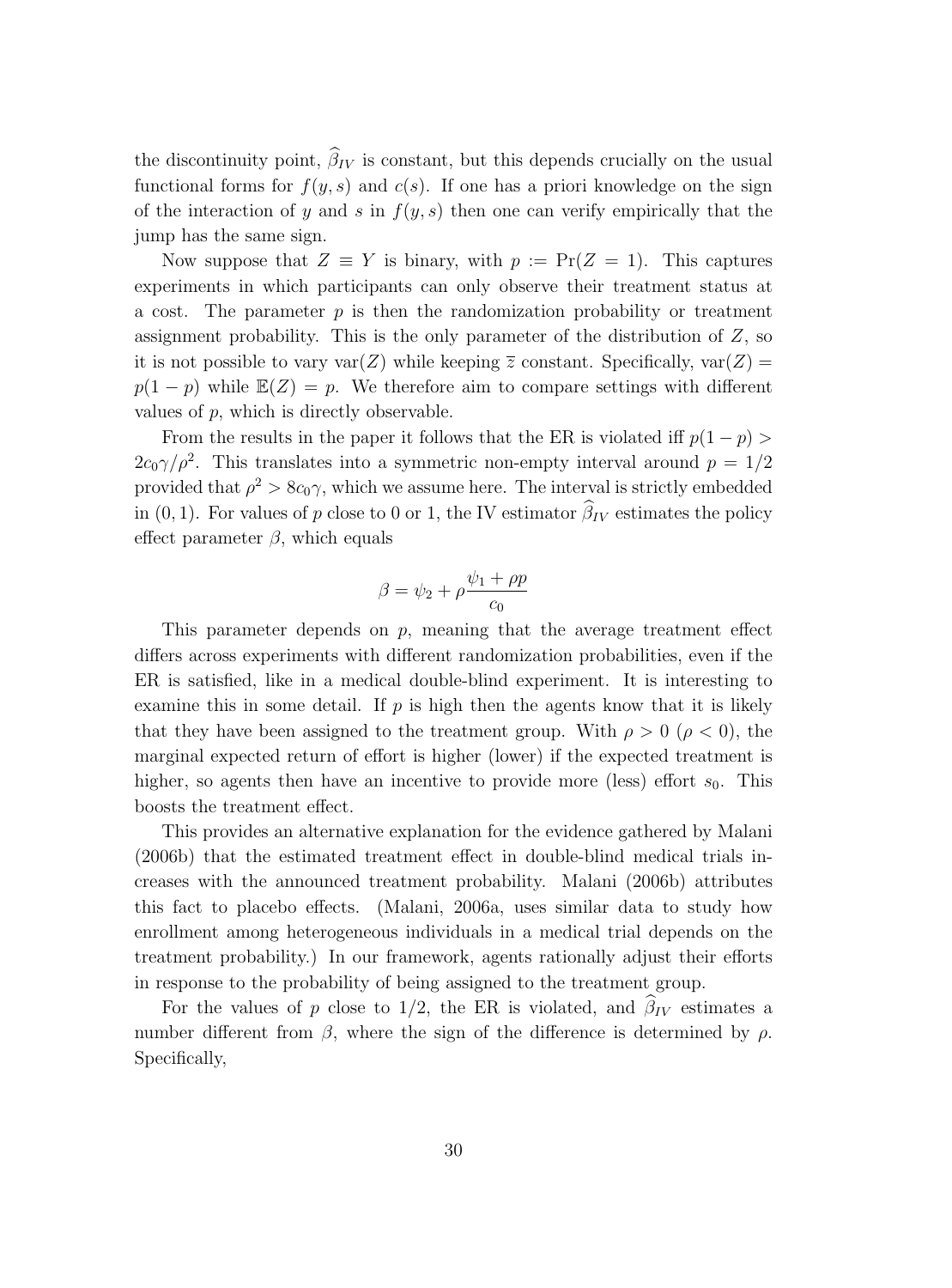the discontinuity point, $\widehat{\beta}_{IV}$ is constant, but this depends crucially on the usual functional forms for $f(y,s)$ and $c(s)$. If one has a priori knowledge on the sign of the interaction of $y$ and $s$ in $f(y,s)$ then one can verify empirically that the jump has the same sign.

Now suppose that $Z \equiv Y$ is binary, with $p := \Pr(Z = 1)$. This captures experiments in which participants can only observe their treatment status at a cost. The parameter $p$ is then the randomization probability or treatment assignment probability. This is the only parameter of the distribution of $Z$, so it is not possible to vary $\text{var}(Z)$ while keeping $\overline{z}$ constant. Specifically, $\text{var}(Z) = p(1-p)$ while $\mathbb{E}(Z) = p$. We therefore aim to compare settings with different values of $p$, which is directly observable.

From the results in the paper it follows that the ER is violated iff $p(1-p) > 2c_0\gamma/\rho^2$. This translates into a symmetric non-empty interval around $p = 1/2$ provided that $\rho^2 > 8c_0\gamma$, which we assume here. The interval is strictly embedded in $(0,1)$. For values of $p$ close to 0 or 1, the IV estimator $\widehat{\beta}_{IV}$ estimates the policy effect parameter $\beta$, which equals

$$\beta = \psi_2 + \rho \frac{\psi_1 + \rho p}{c_0}$$

This parameter depends on $p$, meaning that the average treatment effect differs across experiments with different randomization probabilities, even if the ER is satisfied, like in a medical double-blind experiment. It is interesting to examine this in some detail. If $p$ is high then the agents know that it is likely that they have been assigned to the treatment group. With $\rho > 0$ ($\rho < 0$), the marginal expected return of effort is higher (lower) if the expected treatment is higher, so agents then have an incentive to provide more (less) effort $s_0$. This boosts the treatment effect.

This provides an alternative explanation for the evidence gathered by Malani (2006b) that the estimated treatment effect in double-blind medical trials increases with the announced treatment probability. Malani (2006b) attributes this fact to placebo effects. (Malani, 2006a, uses similar data to study how enrollment among heterogeneous individuals in a medical trial depends on the treatment probability.) In our framework, agents rationally adjust their efforts in response to the probability of being assigned to the treatment group.

For the values of $p$ close to $1/2$, the ER is violated, and $\widehat{\beta}_{IV}$ estimates a number different from $\beta$, where the sign of the difference is determined by $\rho$. Specifically,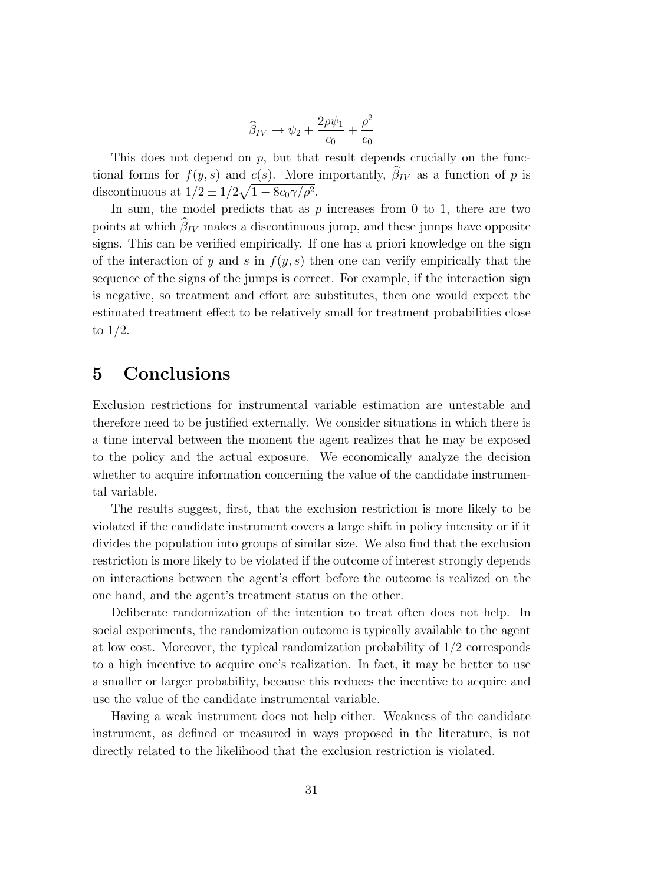$$\widehat{\beta}_{IV} \rightarrow \psi_2 + \frac{2\rho\psi_1}{c_0} + \frac{\rho^2}{c_0}$$

This does not depend on $p$, but that result depends crucially on the functional forms for $f(y, s)$ and $c(s)$. More importantly, $\widehat{\beta}_{IV}$ as a function of $p$ is discontinuous at $1/2 \pm 1/2\sqrt{1 - 8c_0\gamma/\rho^2}$.

In sum, the model predicts that as $p$ increases from 0 to 1, there are two points at which $\widehat{\beta}_{IV}$ makes a discontinuous jump, and these jumps have opposite signs. This can be verified empirically. If one has a priori knowledge on the sign of the interaction of $y$ and $s$ in $f(y, s)$ then one can verify empirically that the sequence of the signs of the jumps is correct. For example, if the interaction sign is negative, so treatment and effort are substitutes, then one would expect the estimated treatment effect to be relatively small for treatment probabilities close to 1/2.

# 5 Conclusions

Exclusion restrictions for instrumental variable estimation are untestable and therefore need to be justified externally. We consider situations in which there is a time interval between the moment the agent realizes that he may be exposed to the policy and the actual exposure. We economically analyze the decision whether to acquire information concerning the value of the candidate instrumental variable.

The results suggest, first, that the exclusion restriction is more likely to be violated if the candidate instrument covers a large shift in policy intensity or if it divides the population into groups of similar size. We also find that the exclusion restriction is more likely to be violated if the outcome of interest strongly depends on interactions between the agent's effort before the outcome is realized on the one hand, and the agent's treatment status on the other.

Deliberate randomization of the intention to treat often does not help. In social experiments, the randomization outcome is typically available to the agent at low cost. Moreover, the typical randomization probability of 1/2 corresponds to a high incentive to acquire one's realization. In fact, it may be better to use a smaller or larger probability, because this reduces the incentive to acquire and use the value of the candidate instrumental variable.

Having a weak instrument does not help either. Weakness of the candidate instrument, as defined or measured in ways proposed in the literature, is not directly related to the likelihood that the exclusion restriction is violated.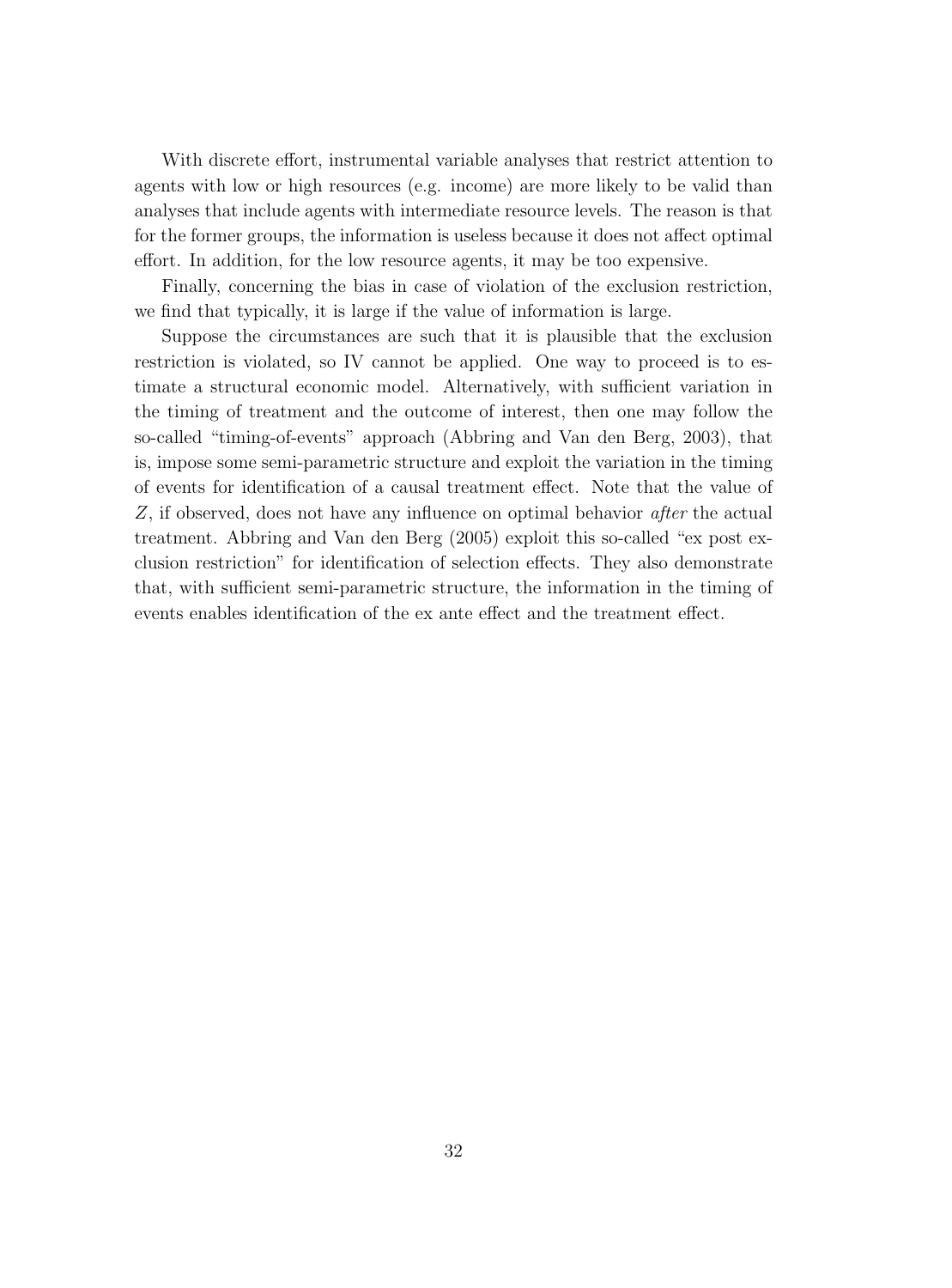With discrete effort, instrumental variable analyses that restrict attention to agents with low or high resources (e.g. income) are more likely to be valid than analyses that include agents with intermediate resource levels. The reason is that for the former groups, the information is useless because it does not affect optimal effort. In addition, for the low resource agents, it may be too expensive.

Finally, concerning the bias in case of violation of the exclusion restriction, we find that typically, it is large if the value of information is large.

Suppose the circumstances are such that it is plausible that the exclusion restriction is violated, so IV cannot be applied. One way to proceed is to estimate a structural economic model. Alternatively, with sufficient variation in the timing of treatment and the outcome of interest, then one may follow the so-called "timing-of-events" approach (Abbring and Van den Berg, 2003), that is, impose some semi-parametric structure and exploit the variation in the timing of events for identification of a causal treatment effect. Note that the value of $Z$, if observed, does not have any influence on optimal behavior *after* the actual treatment. Abbring and Van den Berg (2005) exploit this so-called "ex post exclusion restriction" for identification of selection effects. They also demonstrate that, with sufficient semi-parametric structure, the information in the timing of events enables identification of the ex ante effect and the treatment effect.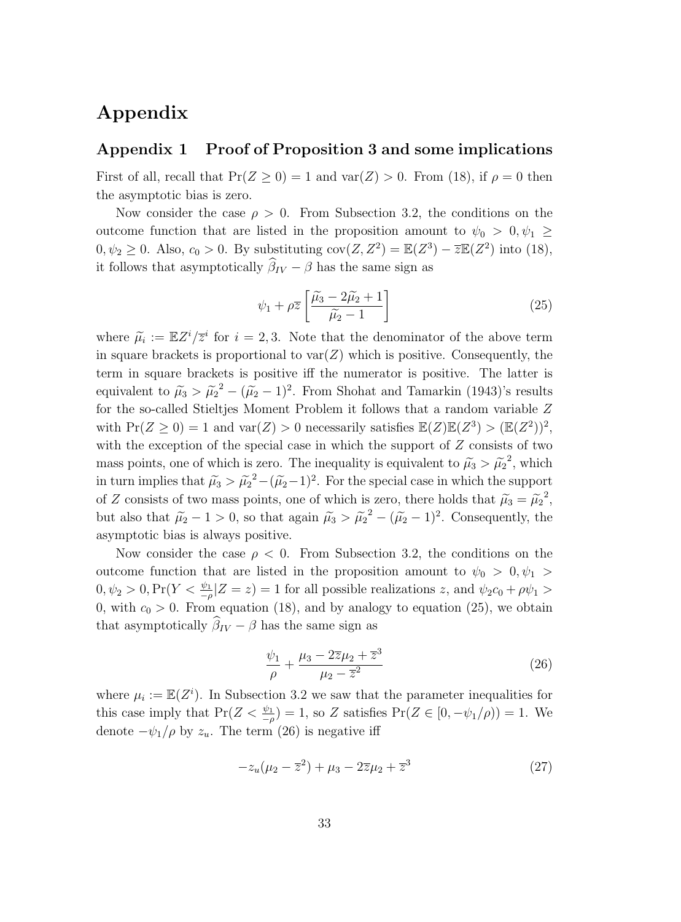# Appendix

## Appendix 1 Proof of Proposition 3 and some implications

First of all, recall that $\Pr(Z \geq 0) = 1$ and $\text{var}(Z) > 0$. From (18), if $\rho = 0$ then the asymptotic bias is zero.

Now consider the case $\rho > 0$. From Subsection 3.2, the conditions on the outcome function that are listed in the proposition amount to $\psi_0 > 0, \psi_1 \geq 0, \psi_2 \geq 0$. Also, $c_0 > 0$. By substituting $\text{cov}(Z, Z^2) = \mathbb{E}(Z^3) - \overline{z}\mathbb{E}(Z^2)$ into (18), it follows that asymptotically $\widehat{\beta}_{IV} - \beta$ has the same sign as

$$\psi_1 + \rho \overline{z} \left[ \frac{\widetilde{\mu}_3 - 2\widetilde{\mu}_2 + 1}{\widetilde{\mu}_2 - 1} \right] \tag{25}$$

where $\widetilde{\mu}_i := \mathbb{E}Z^i / \overline{z}^i$ for $i = 2, 3$. Note that the denominator of the above term in square brackets is proportional to $\text{var}(Z)$ which is positive. Consequently, the term in square brackets is positive iff the numerator is positive. The latter is equivalent to $\widetilde{\mu}_3 > \widetilde{\mu}_2^{\,2} - (\widetilde{\mu}_2 - 1)^2$. From Shohat and Tamarkin (1943)'s results for the so-called Stieltjes Moment Problem it follows that a random variable $Z$ with $\Pr(Z \geq 0) = 1$ and $\text{var}(Z) > 0$ necessarily satisfies $\mathbb{E}(Z)\mathbb{E}(Z^3) > (\mathbb{E}(Z^2))^2$, with the exception of the special case in which the support of $Z$ consists of two mass points, one of which is zero. The inequality is equivalent to $\widetilde{\mu}_3 > \widetilde{\mu}_2^{\,2}$, which in turn implies that $\widetilde{\mu}_3 > \widetilde{\mu}_2^{\,2} - (\widetilde{\mu}_2 - 1)^2$. For the special case in which the support of $Z$ consists of two mass points, one of which is zero, there holds that $\widetilde{\mu}_3 = \widetilde{\mu}_2^{\,2}$, but also that $\widetilde{\mu}_2 - 1 > 0$, so that again $\widetilde{\mu}_3 > \widetilde{\mu}_2^{\,2} - (\widetilde{\mu}_2 - 1)^2$. Consequently, the asymptotic bias is always positive.

Now consider the case $\rho < 0$. From Subsection 3.2, the conditions on the outcome function that are listed in the proposition amount to $\psi_0 > 0, \psi_1 > 0, \psi_2 > 0, \Pr(Y < \frac{\psi_1}{-\rho} | Z = z) = 1$ for all possible realizations $z$, and $\psi_2 c_0 + \rho\psi_1 > 0$, with $c_0 > 0$. From equation (18), and by analogy to equation (25), we obtain that asymptotically $\widehat{\beta}_{IV} - \beta$ has the same sign as

$$\frac{\psi_1}{\rho} + \frac{\mu_3 - 2\overline{z}\mu_2 + \overline{z}^3}{\mu_2 - \overline{z}^2} \tag{26}$$

where $\mu_i := \mathbb{E}(Z^i)$. In Subsection 3.2 we saw that the parameter inequalities for this case imply that $\Pr(Z < \frac{\psi_1}{-\rho}) = 1$, so $Z$ satisfies $\Pr(Z \in [0, -\psi_1/\rho)) = 1$. We denote $-\psi_1/\rho$ by $z_u$. The term (26) is negative iff

$$-z_u(\mu_2 - \overline{z}^2) + \mu_3 - 2\overline{z}\mu_2 + \overline{z}^3 \tag{27}$$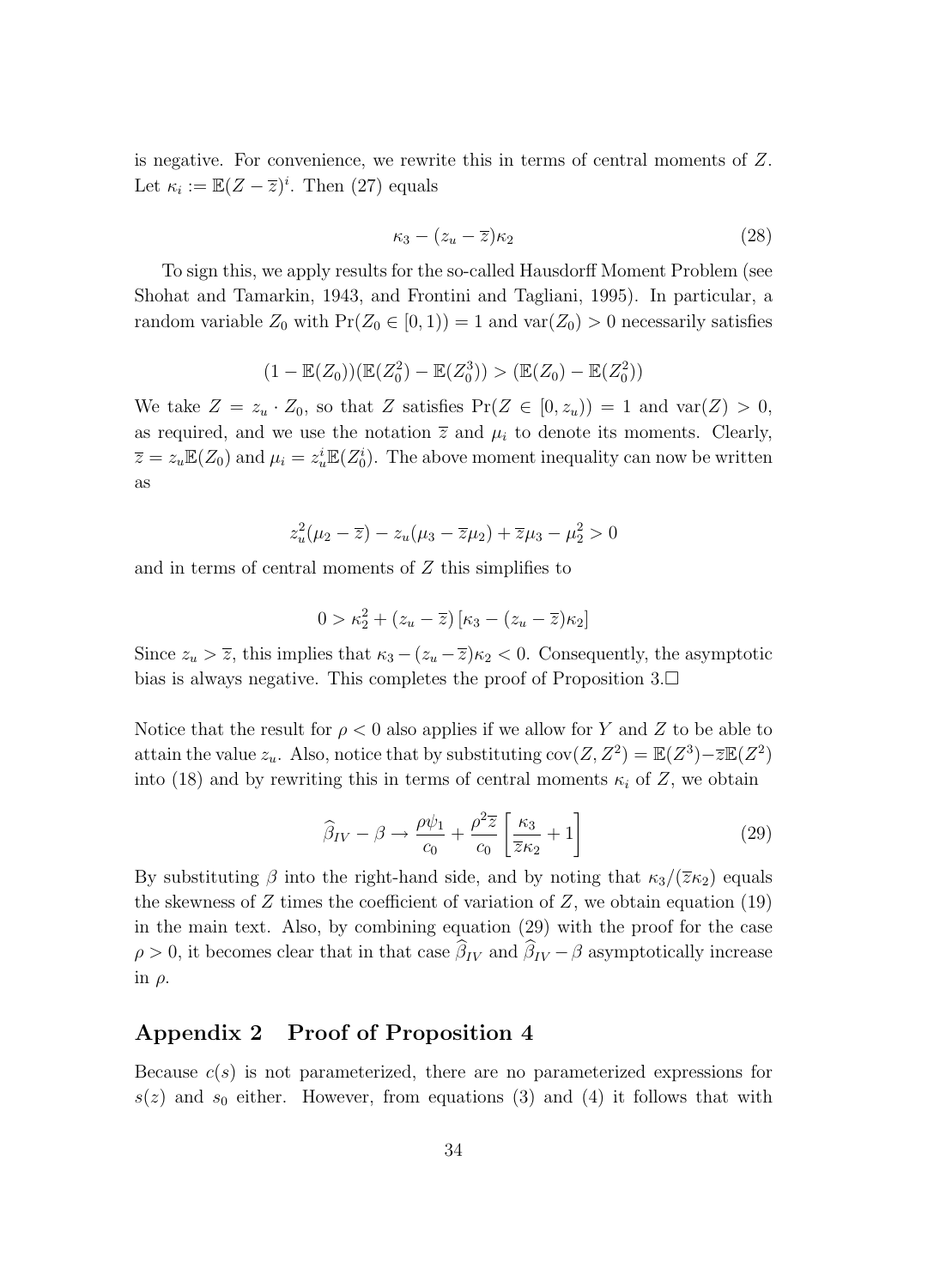is negative. For convenience, we rewrite this in terms of central moments of $Z$. Let $\kappa_i := \mathbb{E}(Z - \overline{z})^i$. Then (27) equals

$$\kappa_3 - (z_u - \overline{z})\kappa_2 \tag{28}$$

To sign this, we apply results for the so-called Hausdorff Moment Problem (see Shohat and Tamarkin, 1943, and Frontini and Tagliani, 1995). In particular, a random variable $Z_0$ with $\Pr(Z_0 \in [0, 1)) = 1$ and $\text{var}(Z_0) > 0$ necessarily satisfies

$$(1 - \mathbb{E}(Z_0))(\mathbb{E}(Z_0^2) - \mathbb{E}(Z_0^3)) > (\mathbb{E}(Z_0) - \mathbb{E}(Z_0^2))$$

We take $Z = z_u \cdot Z_0$, so that $Z$ satisfies $\Pr(Z \in [0, z_u)) = 1$ and $\text{var}(Z) > 0$, as required, and we use the notation $\overline{z}$ and $\mu_i$ to denote its moments. Clearly, $\overline{z} = z_u \mathbb{E}(Z_0)$ and $\mu_i = z_u^i \mathbb{E}(Z_0^i)$. The above moment inequality can now be written as

$$z_u^2(\mu_2 - \overline{z}) - z_u(\mu_3 - \overline{z}\mu_2) + \overline{z}\mu_3 - \mu_2^2 > 0$$

and in terms of central moments of $Z$ this simplifies to

$$0 > \kappa_2^2 + (z_u - \overline{z})\left[\kappa_3 - (z_u - \overline{z})\kappa_2\right]$$

Since $z_u > \overline{z}$, this implies that $\kappa_3 - (z_u - \overline{z})\kappa_2 < 0$. Consequently, the asymptotic bias is always negative. This completes the proof of Proposition 3.□

Notice that the result for $\rho < 0$ also applies if we allow for $Y$ and $Z$ to be able to attain the value $z_u$. Also, notice that by substituting $\text{cov}(Z, Z^2) = \mathbb{E}(Z^3) - \overline{z}\mathbb{E}(Z^2)$ into (18) and by rewriting this in terms of central moments $\kappa_i$ of $Z$, we obtain

$$\widehat{\beta}_{IV} - \beta \rightarrow \frac{\rho\psi_1}{c_0} + \frac{\rho^2 \overline{z}}{c_0}\left[\frac{\kappa_3}{\overline{z}\kappa_2} + 1\right] \tag{29}$$

By substituting $\beta$ into the right-hand side, and by noting that $\kappa_3/(\overline{z}\kappa_2)$ equals the skewness of $Z$ times the coefficient of variation of $Z$, we obtain equation (19) in the main text. Also, by combining equation (29) with the proof for the case $\rho > 0$, it becomes clear that in that case $\widehat{\beta}_{IV}$ and $\widehat{\beta}_{IV} - \beta$ asymptotically increase in $\rho$.

## Appendix 2 Proof of Proposition 4

Because $c(s)$ is not parameterized, there are no parameterized expressions for $s(z)$ and $s_0$ either. However, from equations (3) and (4) it follows that with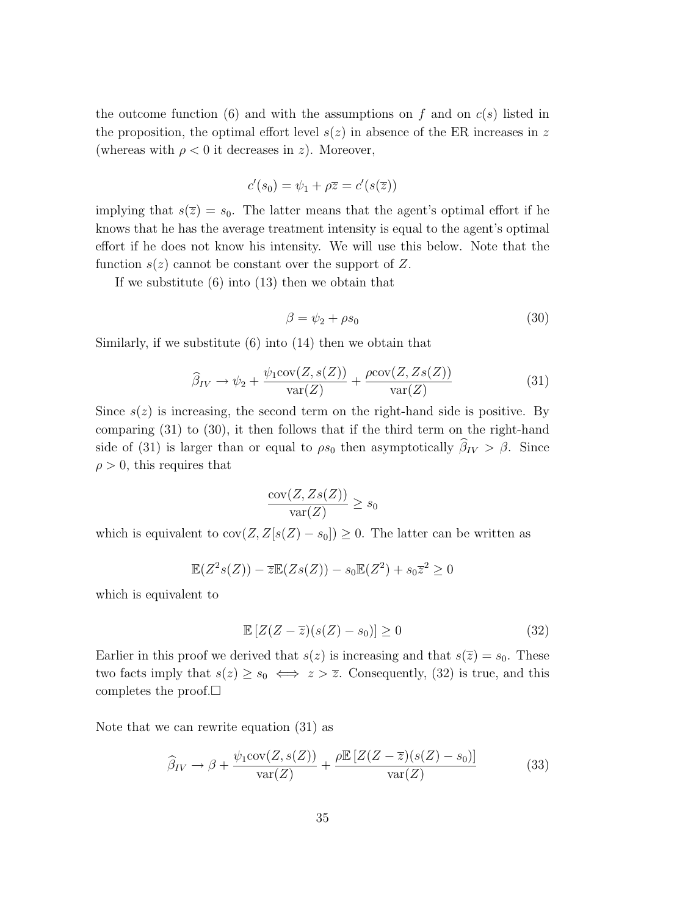the outcome function (6) and with the assumptions on $f$ and on $c(s)$ listed in the proposition, the optimal effort level $s(z)$ in absence of the ER increases in $z$ (whereas with $\rho < 0$ it decreases in $z$). Moreover,

$$c'(s_0) = \psi_1 + \rho\overline{z} = c'(s(\overline{z}))$$

implying that $s(\overline{z}) = s_0$. The latter means that the agent's optimal effort if he knows that he has the average treatment intensity is equal to the agent's optimal effort if he does not know his intensity. We will use this below. Note that the function $s(z)$ cannot be constant over the support of $Z$.

If we substitute (6) into (13) then we obtain that

$$\beta = \psi_2 + \rho s_0 \tag{30}$$

Similarly, if we substitute (6) into (14) then we obtain that

$$\widehat{\beta}_{IV} \to \psi_2 + \frac{\psi_1 \text{cov}(Z, s(Z))}{\text{var}(Z)} + \frac{\rho \text{cov}(Z, Zs(Z))}{\text{var}(Z)} \tag{31}$$

Since $s(z)$ is increasing, the second term on the right-hand side is positive. By comparing (31) to (30), it then follows that if the third term on the right-hand side of (31) is larger than or equal to $\rho s_0$ then asymptotically $\widehat{\beta}_{IV} > \beta$. Since $\rho > 0$, this requires that

$$\frac{\text{cov}(Z, Zs(Z))}{\text{var}(Z)} \geq s_0$$

which is equivalent to $\text{cov}(Z, Z[s(Z) - s_0]) \geq 0$. The latter can be written as

$$\mathbb{E}(Z^2 s(Z)) - \overline{z}\mathbb{E}(Zs(Z)) - s_0\mathbb{E}(Z^2) + s_0\overline{z}^2 \geq 0$$

which is equivalent to

$$\mathbb{E}\left[Z(Z - \overline{z})(s(Z) - s_0)\right] \geq 0 \tag{32}$$

Earlier in this proof we derived that $s(z)$ is increasing and that $s(\overline{z}) = s_0$. These two facts imply that $s(z) \geq s_0 \iff z > \overline{z}$. Consequently, (32) is true, and this completes the proof.$\square$

Note that we can rewrite equation (31) as

$$\widehat{\beta}_{IV} \to \beta + \frac{\psi_1 \text{cov}(Z, s(Z))}{\text{var}(Z)} + \frac{\rho\mathbb{E}\left[Z(Z - \overline{z})(s(Z) - s_0)\right]}{\text{var}(Z)} \tag{33}$$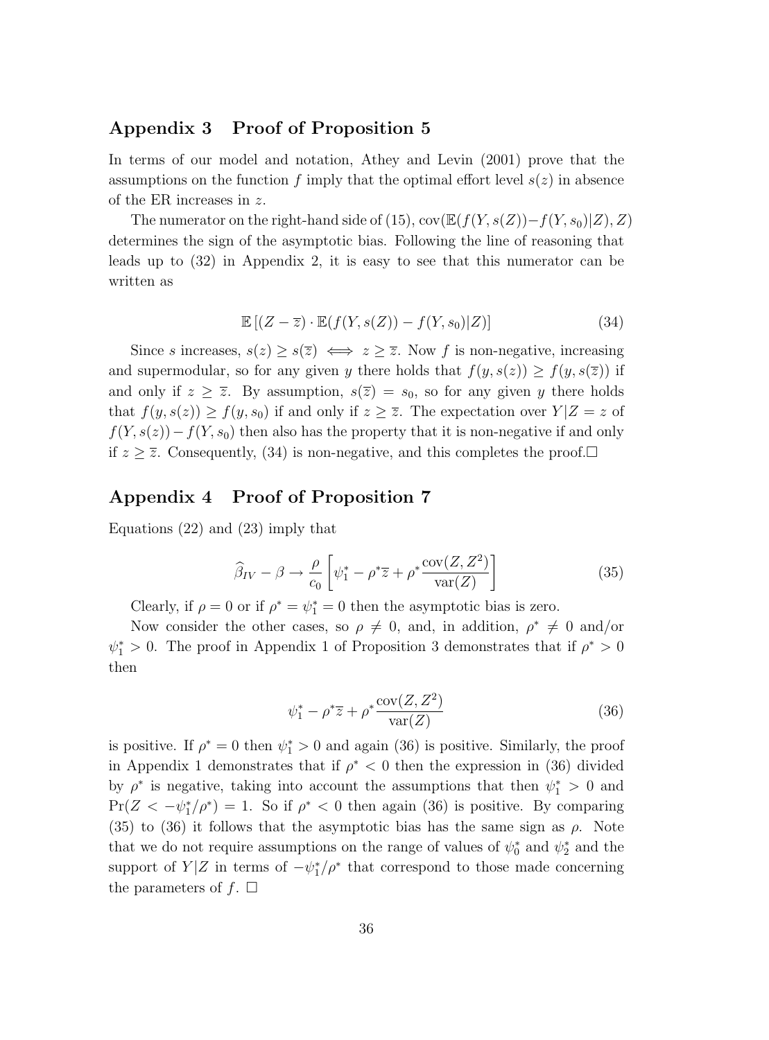## Appendix 3 Proof of Proposition 5

In terms of our model and notation, Athey and Levin (2001) prove that the assumptions on the function $f$ imply that the optimal effort level $s(z)$ in absence of the ER increases in $z$.

The numerator on the right-hand side of (15), $\text{cov}(\mathbb{E}(f(Y, s(Z)) - f(Y, s_0)|Z), Z)$ determines the sign of the asymptotic bias. Following the line of reasoning that leads up to (32) in Appendix 2, it is easy to see that this numerator can be written as

$$\mathbb{E}\left[(Z - \overline{z}) \cdot \mathbb{E}(f(Y, s(Z)) - f(Y, s_0)|Z)\right] \tag{34}$$

Since $s$ increases, $s(z) \geq s(\overline{z}) \iff z \geq \overline{z}$. Now $f$ is non-negative, increasing and supermodular, so for any given $y$ there holds that $f(y, s(z)) \geq f(y, s(\overline{z}))$ if and only if $z \geq \overline{z}$. By assumption, $s(\overline{z}) = s_0$, so for any given $y$ there holds that $f(y, s(z)) \geq f(y, s_0)$ if and only if $z \geq \overline{z}$. The expectation over $Y|Z = z$ of $f(Y, s(z)) - f(Y, s_0)$ then also has the property that it is non-negative if and only if $z \geq \overline{z}$. Consequently, (34) is non-negative, and this completes the proof.□

## Appendix 4 Proof of Proposition 7

Equations (22) and (23) imply that

$$\widehat{\beta}_{IV} - \beta \rightarrow \frac{\rho}{c_0}\left[\psi_1^* - \rho^*\overline{z} + \rho^*\frac{\text{cov}(Z, Z^2)}{\text{var}(Z)}\right] \tag{35}$$

Clearly, if $\rho = 0$ or if $\rho^* = \psi_1^* = 0$ then the asymptotic bias is zero.

Now consider the other cases, so $\rho \neq 0$, and, in addition, $\rho^* \neq 0$ and/or $\psi_1^* > 0$. The proof in Appendix 1 of Proposition 3 demonstrates that if $\rho^* > 0$ then

$$\psi_1^* - \rho^*\overline{z} + \rho^*\frac{\text{cov}(Z, Z^2)}{\text{var}(Z)} \tag{36}$$

is positive. If $\rho^* = 0$ then $\psi_1^* > 0$ and again (36) is positive. Similarly, the proof in Appendix 1 demonstrates that if $\rho^* < 0$ then the expression in (36) divided by $\rho^*$ is negative, taking into account the assumptions that then $\psi_1^* > 0$ and $\Pr(Z < -\psi_1^*/\rho^*) = 1$. So if $\rho^* < 0$ then again (36) is positive. By comparing (35) to (36) it follows that the asymptotic bias has the same sign as $\rho$. Note that we do not require assumptions on the range of values of $\psi_0^*$ and $\psi_2^*$ and the support of $Y|Z$ in terms of $-\psi_1^*/\rho^*$ that correspond to those made concerning the parameters of $f$. □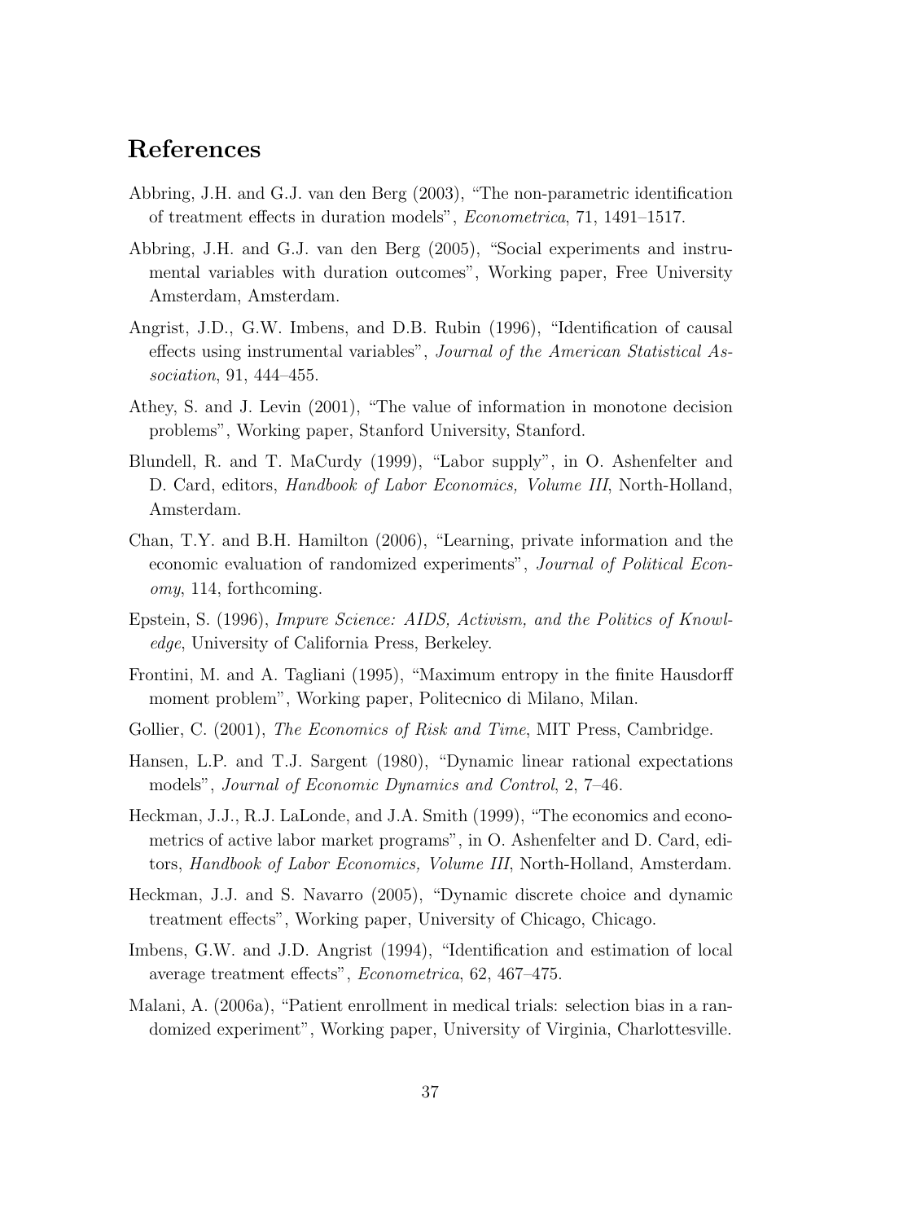## References

Abbring, J.H. and G.J. van den Berg (2003), "The non-parametric identification of treatment effects in duration models", *Econometrica*, 71, 1491–1517.

Abbring, J.H. and G.J. van den Berg (2005), "Social experiments and instrumental variables with duration outcomes", Working paper, Free University Amsterdam, Amsterdam.

Angrist, J.D., G.W. Imbens, and D.B. Rubin (1996), "Identification of causal effects using instrumental variables", *Journal of the American Statistical Association*, 91, 444–455.

Athey, S. and J. Levin (2001), "The value of information in monotone decision problems", Working paper, Stanford University, Stanford.

Blundell, R. and T. MaCurdy (1999), "Labor supply", in O. Ashenfelter and D. Card, editors, *Handbook of Labor Economics, Volume III*, North-Holland, Amsterdam.

Chan, T.Y. and B.H. Hamilton (2006), "Learning, private information and the economic evaluation of randomized experiments", *Journal of Political Economy*, 114, forthcoming.

Epstein, S. (1996), *Impure Science: AIDS, Activism, and the Politics of Knowledge*, University of California Press, Berkeley.

Frontini, M. and A. Tagliani (1995), "Maximum entropy in the finite Hausdorff moment problem", Working paper, Politecnico di Milano, Milan.

Gollier, C. (2001), *The Economics of Risk and Time*, MIT Press, Cambridge.

Hansen, L.P. and T.J. Sargent (1980), "Dynamic linear rational expectations models", *Journal of Economic Dynamics and Control*, 2, 7–46.

Heckman, J.J., R.J. LaLonde, and J.A. Smith (1999), "The economics and econometrics of active labor market programs", in O. Ashenfelter and D. Card, editors, *Handbook of Labor Economics, Volume III*, North-Holland, Amsterdam.

Heckman, J.J. and S. Navarro (2005), "Dynamic discrete choice and dynamic treatment effects", Working paper, University of Chicago, Chicago.

Imbens, G.W. and J.D. Angrist (1994), "Identification and estimation of local average treatment effects", *Econometrica*, 62, 467–475.

Malani, A. (2006a), "Patient enrollment in medical trials: selection bias in a randomized experiment", Working paper, University of Virginia, Charlottesville.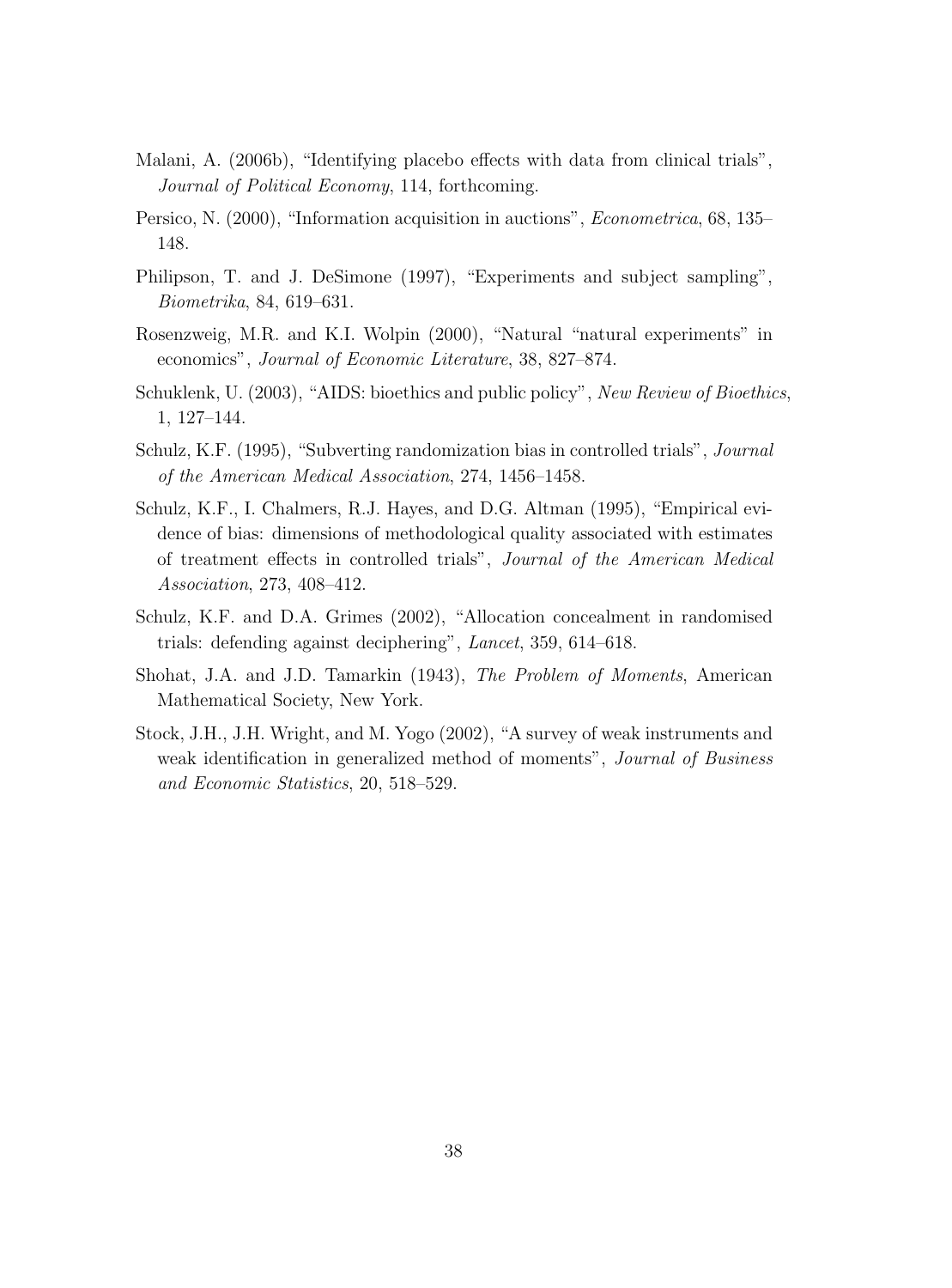Malani, A. (2006b), "Identifying placebo effects with data from clinical trials", *Journal of Political Economy*, 114, forthcoming.

Persico, N. (2000), "Information acquisition in auctions", *Econometrica*, 68, 135–148.

Philipson, T. and J. DeSimone (1997), "Experiments and subject sampling", *Biometrika*, 84, 619–631.

Rosenzweig, M.R. and K.I. Wolpin (2000), "Natural "natural experiments" in economics", *Journal of Economic Literature*, 38, 827–874.

Schuklenk, U. (2003), "AIDS: bioethics and public policy", *New Review of Bioethics*, 1, 127–144.

Schulz, K.F. (1995), "Subverting randomization bias in controlled trials", *Journal of the American Medical Association*, 274, 1456–1458.

Schulz, K.F., I. Chalmers, R.J. Hayes, and D.G. Altman (1995), "Empirical evidence of bias: dimensions of methodological quality associated with estimates of treatment effects in controlled trials", *Journal of the American Medical Association*, 273, 408–412.

Schulz, K.F. and D.A. Grimes (2002), "Allocation concealment in randomised trials: defending against deciphering", *Lancet*, 359, 614–618.

Shohat, J.A. and J.D. Tamarkin (1943), *The Problem of Moments*, American Mathematical Society, New York.

Stock, J.H., J.H. Wright, and M. Yogo (2002), "A survey of weak instruments and weak identification in generalized method of moments", *Journal of Business and Economic Statistics*, 20, 518–529.